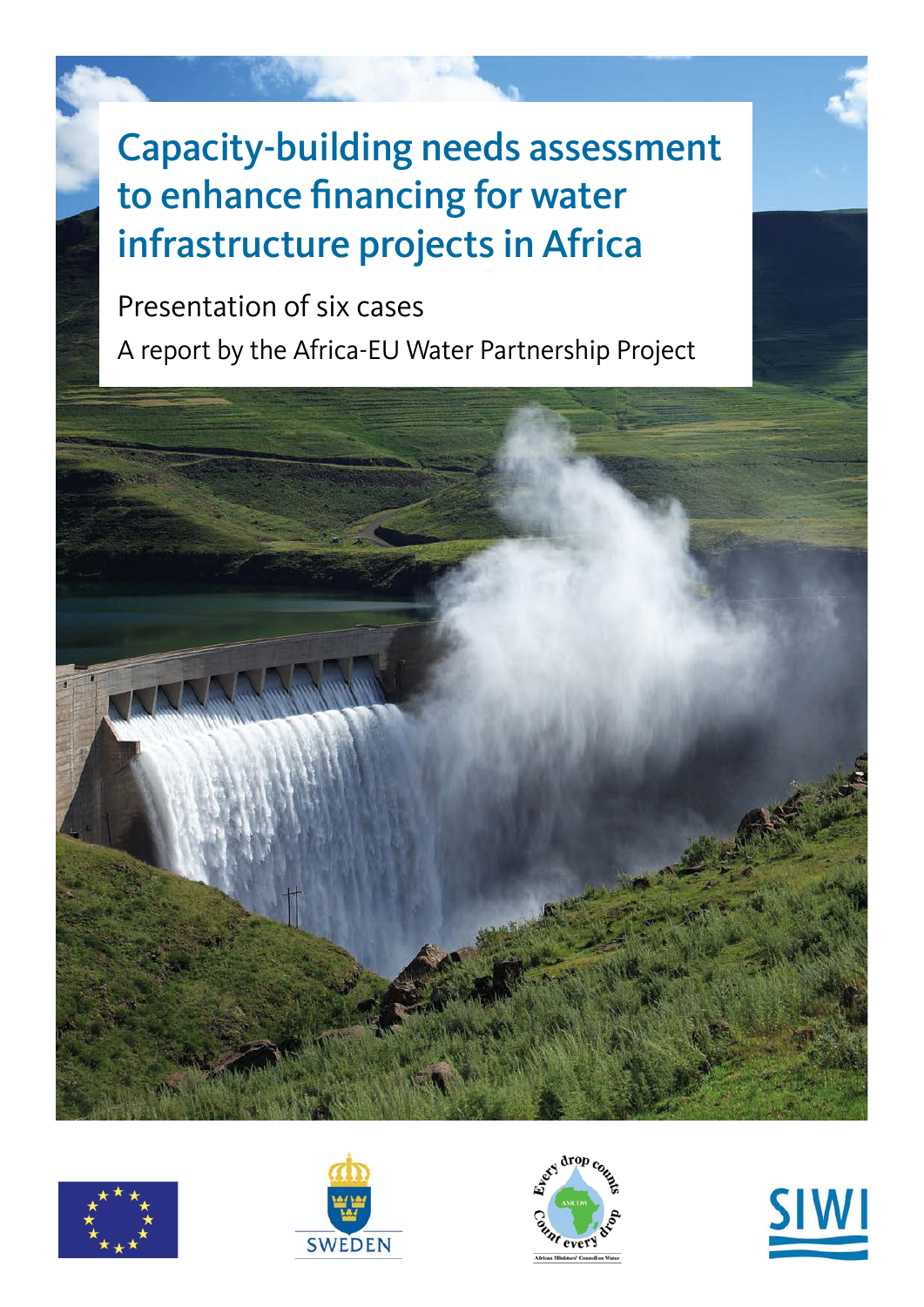# Capacity-building needs assessment to enhance financing for water infrastructure projects in Africa

Presentation of six cases

A report by the Africa-EU Water Partnership Project

SWEDEN

Every drop counts · Count every drop

African Ministers' Council on Water

SIWI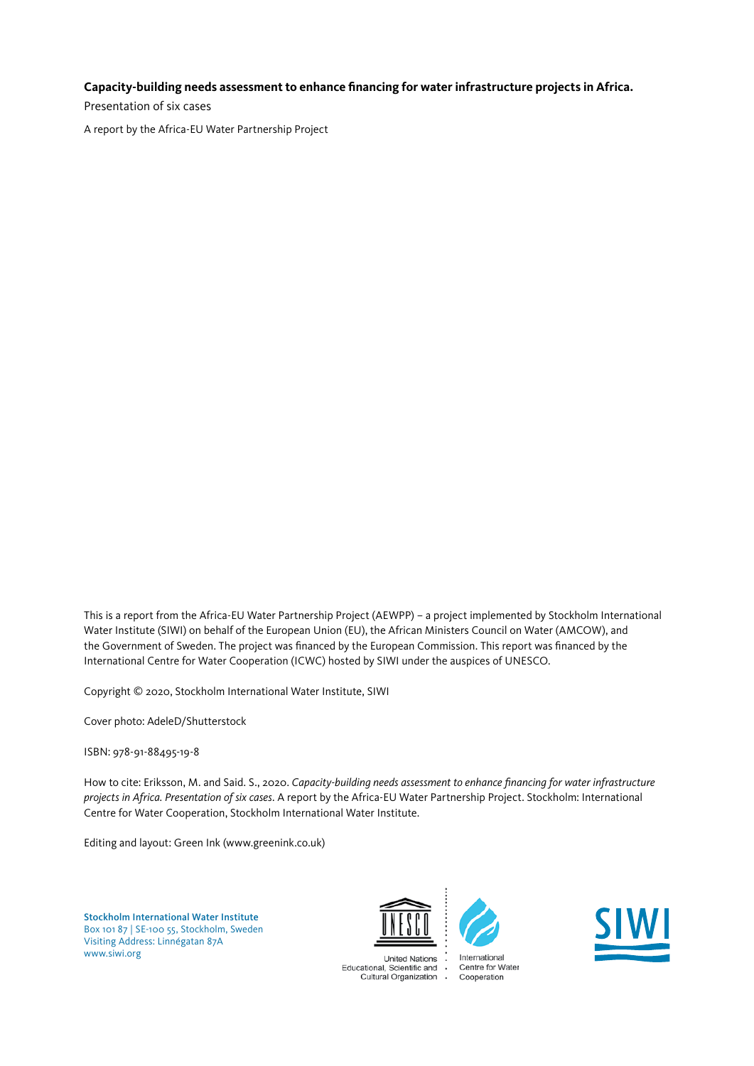**Capacity-building needs assessment to enhance financing for water infrastructure projects in Africa.**

Presentation of six cases

A report by the Africa-EU Water Partnership Project

This is a report from the Africa-EU Water Partnership Project (AEWPP) – a project implemented by Stockholm International Water Institute (SIWI) on behalf of the European Union (EU), the African Ministers Council on Water (AMCOW), and the Government of Sweden. The project was financed by the European Commission. This report was financed by the International Centre for Water Cooperation (ICWC) hosted by SIWI under the auspices of UNESCO.

Copyright © 2020, Stockholm International Water Institute, SIWI

Cover photo: AdeleD/Shutterstock

ISBN: 978-91-88495-19-8

How to cite: Eriksson, M. and Said. S., 2020. *Capacity-building needs assessment to enhance financing for water infrastructure projects in Africa. Presentation of six cases*. A report by the Africa-EU Water Partnership Project. Stockholm: International Centre for Water Cooperation, Stockholm International Water Institute.

Editing and layout: Green Ink (www.greenink.co.uk)

Stockholm International Water Institute
Box 101 87 | SE-100 55, Stockholm, Sweden
Visiting Address: Linnégatan 87A
www.siwi.org

United Nations Educational, Scientific and Cultural Organization

International Centre for Water Cooperation

SIWI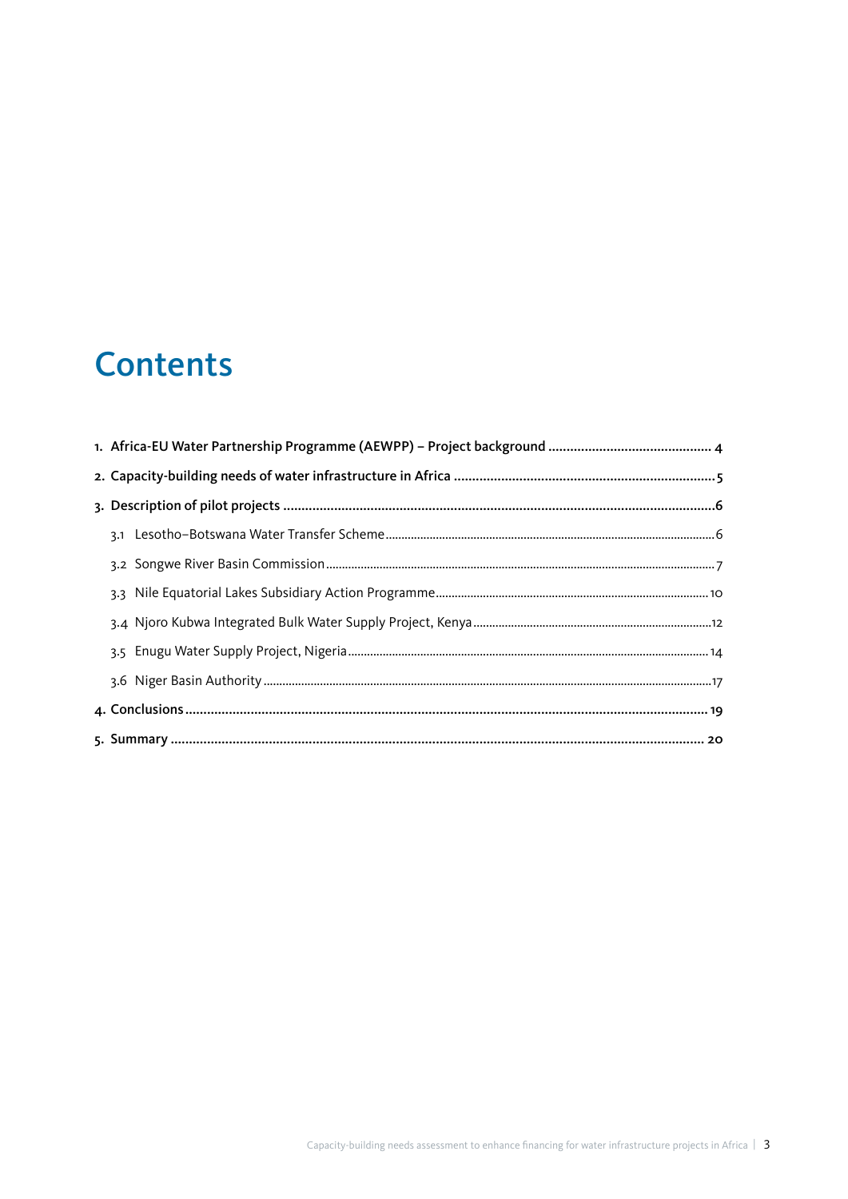# Contents

**1. Africa-EU Water Partnership Programme (AEWPP) – Project background ............................................ 4**

**2. Capacity-building needs of water infrastructure in Africa ....................................................................... 5**

**3. Description of pilot projects ..................................................................................................................... 6**

3.1 Lesotho–Botswana Water Transfer Scheme ....................................................................................................... 6

3.2 Songwe River Basin Commission ............................................................................................................................ 7

3.3 Nile Equatorial Lakes Subsidiary Action Programme ..................................................................................... 10

3.4 Njoro Kubwa Integrated Bulk Water Supply Project, Kenya ........................................................................... 12

3.5 Enugu Water Supply Project, Nigeria ................................................................................................................. 14

3.6 Niger Basin Authority ............................................................................................................................................ 17

**4. Conclusions ............................................................................................................................................... 19**

**5. Summary ................................................................................................................................................... 20**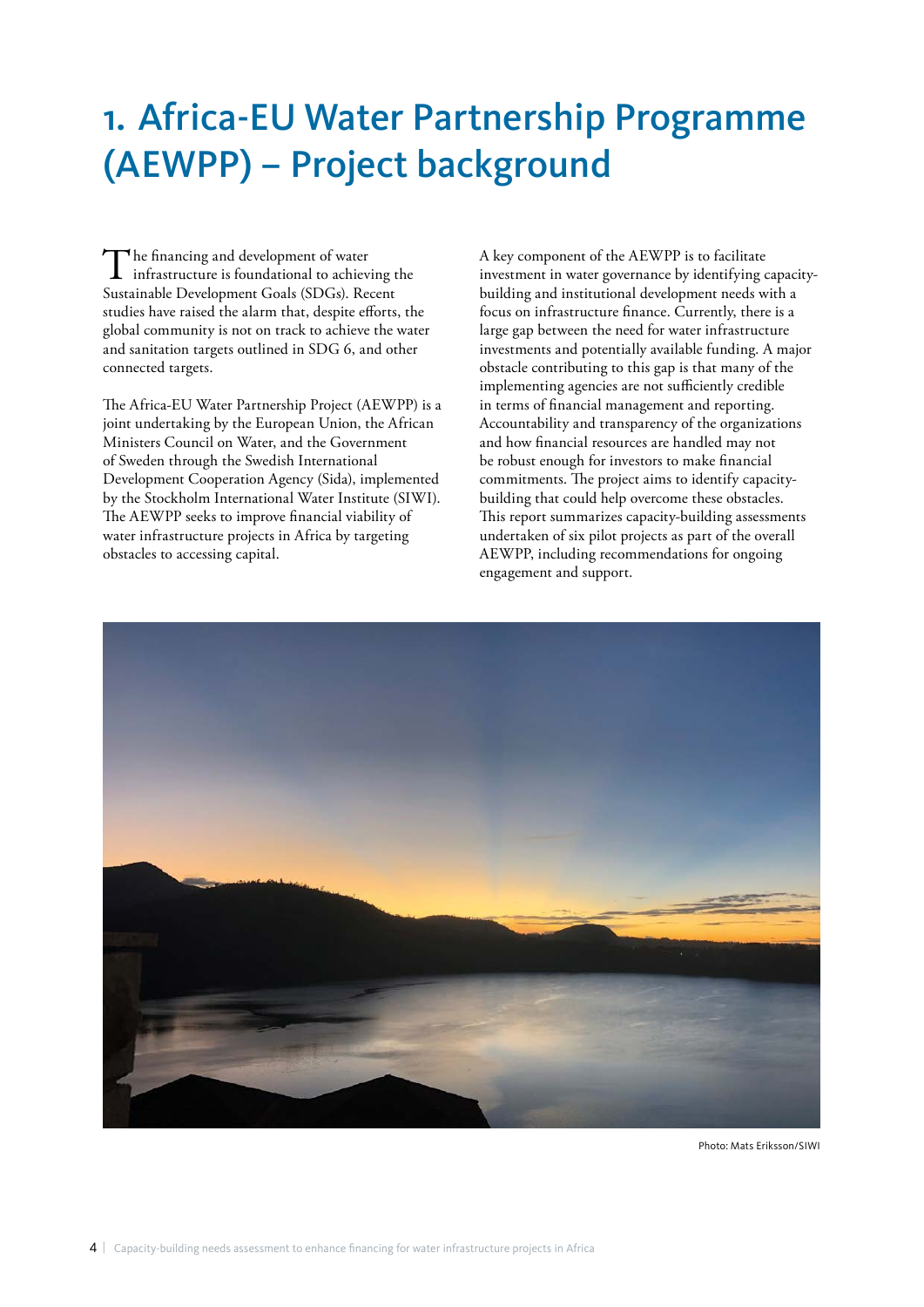# 1. Africa-EU Water Partnership Programme (AEWPP) – Project background

The financing and development of water infrastructure is foundational to achieving the Sustainable Development Goals (SDGs). Recent studies have raised the alarm that, despite efforts, the global community is not on track to achieve the water and sanitation targets outlined in SDG 6, and other connected targets.

The Africa-EU Water Partnership Project (AEWPP) is a joint undertaking by the European Union, the African Ministers Council on Water, and the Government of Sweden through the Swedish International Development Cooperation Agency (Sida), implemented by the Stockholm International Water Institute (SIWI). The AEWPP seeks to improve financial viability of water infrastructure projects in Africa by targeting obstacles to accessing capital.

A key component of the AEWPP is to facilitate investment in water governance by identifying capacity-building and institutional development needs with a focus on infrastructure finance. Currently, there is a large gap between the need for water infrastructure investments and potentially available funding. A major obstacle contributing to this gap is that many of the implementing agencies are not sufficiently credible in terms of financial management and reporting. Accountability and transparency of the organizations and how financial resources are handled may not be robust enough for investors to make financial commitments. The project aims to identify capacity-building that could help overcome these obstacles. This report summarizes capacity-building assessments undertaken of six pilot projects as part of the overall AEWPP, including recommendations for ongoing engagement and support.

Photo: Mats Eriksson/SIWI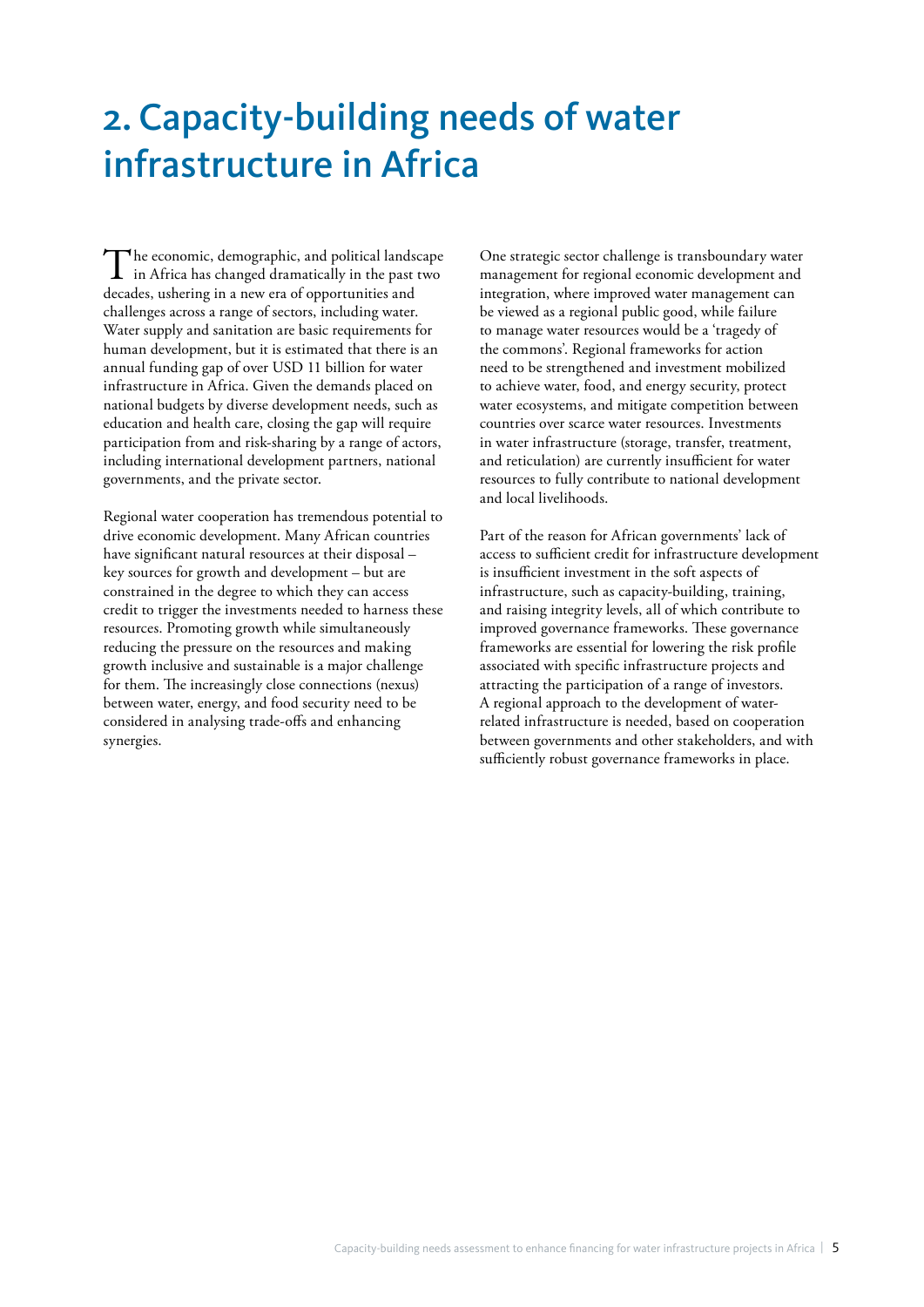# 2. Capacity-building needs of water infrastructure in Africa

The economic, demographic, and political landscape in Africa has changed dramatically in the past two decades, ushering in a new era of opportunities and challenges across a range of sectors, including water. Water supply and sanitation are basic requirements for human development, but it is estimated that there is an annual funding gap of over USD 11 billion for water infrastructure in Africa. Given the demands placed on national budgets by diverse development needs, such as education and health care, closing the gap will require participation from and risk-sharing by a range of actors, including international development partners, national governments, and the private sector.

Regional water cooperation has tremendous potential to drive economic development. Many African countries have significant natural resources at their disposal – key sources for growth and development – but are constrained in the degree to which they can access credit to trigger the investments needed to harness these resources. Promoting growth while simultaneously reducing the pressure on the resources and making growth inclusive and sustainable is a major challenge for them. The increasingly close connections (nexus) between water, energy, and food security need to be considered in analysing trade-offs and enhancing synergies.

One strategic sector challenge is transboundary water management for regional economic development and integration, where improved water management can be viewed as a regional public good, while failure to manage water resources would be a 'tragedy of the commons'. Regional frameworks for action need to be strengthened and investment mobilized to achieve water, food, and energy security, protect water ecosystems, and mitigate competition between countries over scarce water resources. Investments in water infrastructure (storage, transfer, treatment, and reticulation) are currently insufficient for water resources to fully contribute to national development and local livelihoods.

Part of the reason for African governments' lack of access to sufficient credit for infrastructure development is insufficient investment in the soft aspects of infrastructure, such as capacity-building, training, and raising integrity levels, all of which contribute to improved governance frameworks. These governance frameworks are essential for lowering the risk profile associated with specific infrastructure projects and attracting the participation of a range of investors. A regional approach to the development of water-related infrastructure is needed, based on cooperation between governments and other stakeholders, and with sufficiently robust governance frameworks in place.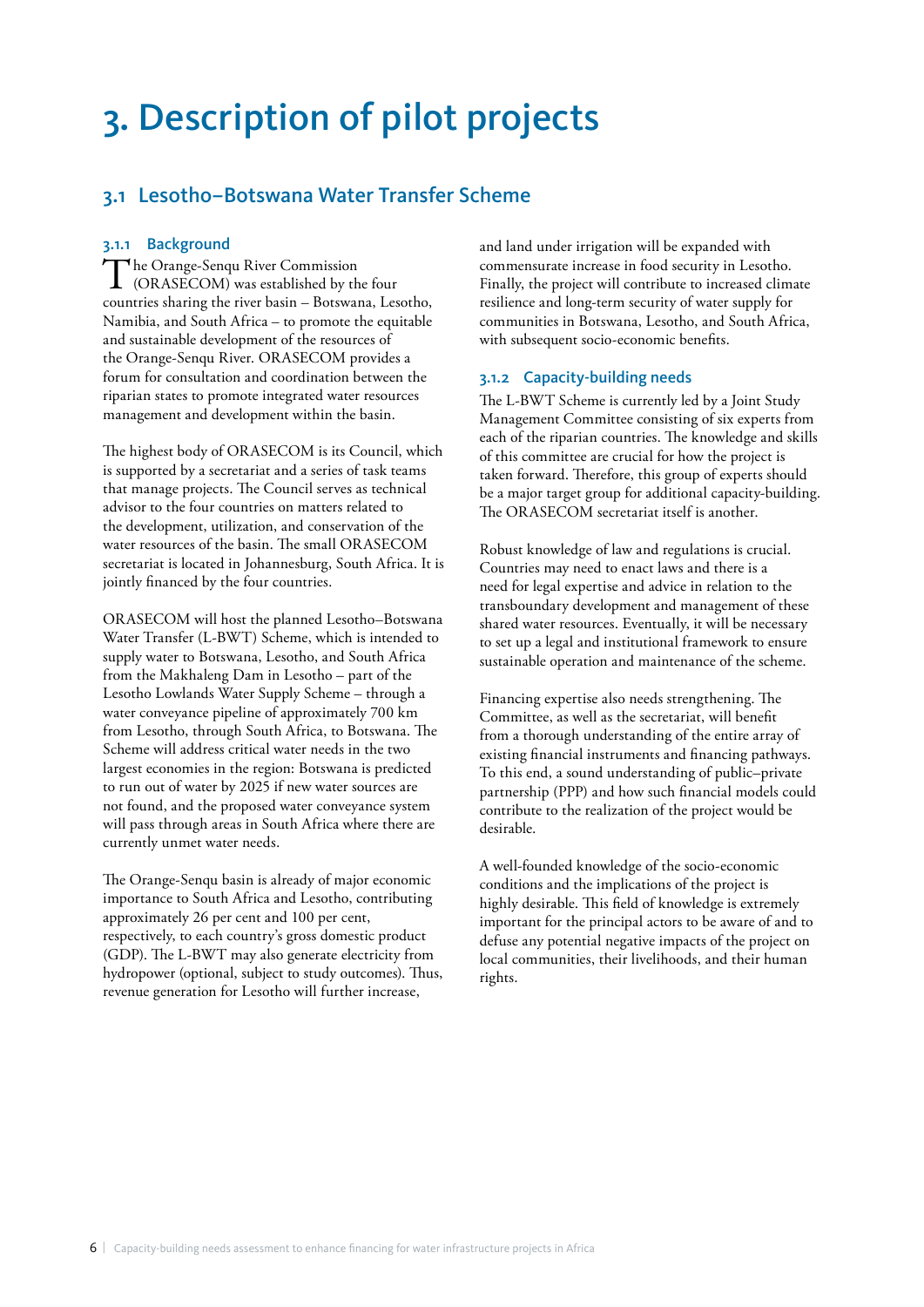# 3. Description of pilot projects

## 3.1 Lesotho–Botswana Water Transfer Scheme

### 3.1.1 Background

The Orange-Senqu River Commission (ORASECOM) was established by the four countries sharing the river basin – Botswana, Lesotho, Namibia, and South Africa – to promote the equitable and sustainable development of the resources of the Orange-Senqu River. ORASECOM provides a forum for consultation and coordination between the riparian states to promote integrated water resources management and development within the basin.

The highest body of ORASECOM is its Council, which is supported by a secretariat and a series of task teams that manage projects. The Council serves as technical advisor to the four countries on matters related to the development, utilization, and conservation of the water resources of the basin. The small ORASECOM secretariat is located in Johannesburg, South Africa. It is jointly financed by the four countries.

ORASECOM will host the planned Lesotho–Botswana Water Transfer (L-BWT) Scheme, which is intended to supply water to Botswana, Lesotho, and South Africa from the Makhaleng Dam in Lesotho – part of the Lesotho Lowlands Water Supply Scheme – through a water conveyance pipeline of approximately 700 km from Lesotho, through South Africa, to Botswana. The Scheme will address critical water needs in the two largest economies in the region: Botswana is predicted to run out of water by 2025 if new water sources are not found, and the proposed water conveyance system will pass through areas in South Africa where there are currently unmet water needs.

The Orange-Senqu basin is already of major economic importance to South Africa and Lesotho, contributing approximately 26 per cent and 100 per cent, respectively, to each country's gross domestic product (GDP). The L-BWT may also generate electricity from hydropower (optional, subject to study outcomes). Thus, revenue generation for Lesotho will further increase, and land under irrigation will be expanded with commensurate increase in food security in Lesotho. Finally, the project will contribute to increased climate resilience and long-term security of water supply for communities in Botswana, Lesotho, and South Africa, with subsequent socio-economic benefits.

### 3.1.2 Capacity-building needs

The L-BWT Scheme is currently led by a Joint Study Management Committee consisting of six experts from each of the riparian countries. The knowledge and skills of this committee are crucial for how the project is taken forward. Therefore, this group of experts should be a major target group for additional capacity-building. The ORASECOM secretariat itself is another.

Robust knowledge of law and regulations is crucial. Countries may need to enact laws and there is a need for legal expertise and advice in relation to the transboundary development and management of these shared water resources. Eventually, it will be necessary to set up a legal and institutional framework to ensure sustainable operation and maintenance of the scheme.

Financing expertise also needs strengthening. The Committee, as well as the secretariat, will benefit from a thorough understanding of the entire array of existing financial instruments and financing pathways. To this end, a sound understanding of public–private partnership (PPP) and how such financial models could contribute to the realization of the project would be desirable.

A well-founded knowledge of the socio-economic conditions and the implications of the project is highly desirable. This field of knowledge is extremely important for the principal actors to be aware of and to defuse any potential negative impacts of the project on local communities, their livelihoods, and their human rights.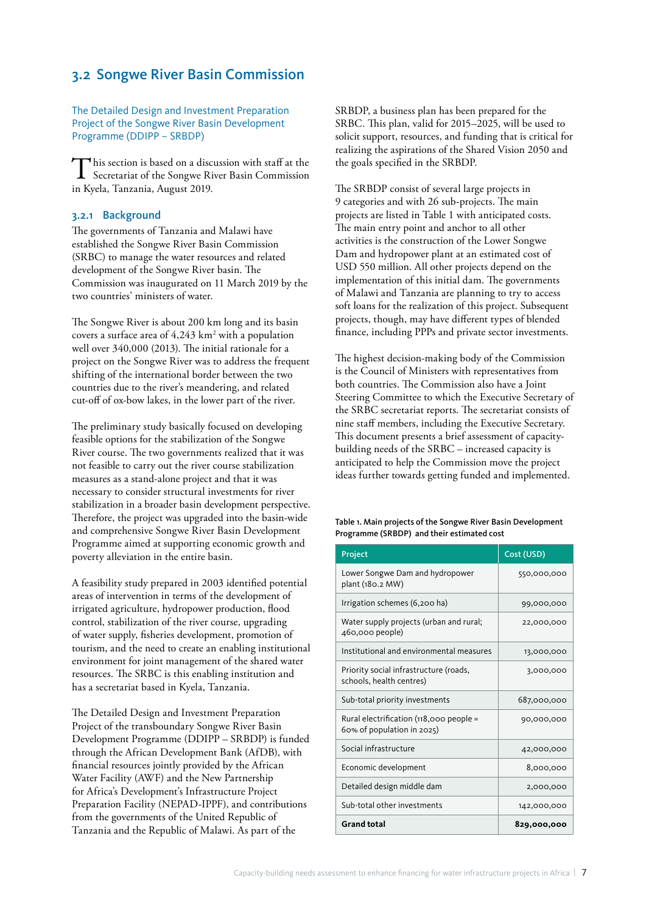## 3.2 Songwe River Basin Commission

### The Detailed Design and Investment Preparation Project of the Songwe River Basin Development Programme (DDIPP – SRBDP)

This section is based on a discussion with staff at the Secretariat of the Songwe River Basin Commission in Kyela, Tanzania, August 2019.

#### 3.2.1 Background

The governments of Tanzania and Malawi have established the Songwe River Basin Commission (SRBC) to manage the water resources and related development of the Songwe River basin. The Commission was inaugurated on 11 March 2019 by the two countries' ministers of water.

The Songwe River is about 200 km long and its basin covers a surface area of 4,243 km² with a population well over 340,000 (2013). The initial rationale for a project on the Songwe River was to address the frequent shifting of the international border between the two countries due to the river's meandering, and related cut-off of ox-bow lakes, in the lower part of the river.

The preliminary study basically focused on developing feasible options for the stabilization of the Songwe River course. The two governments realized that it was not feasible to carry out the river course stabilization measures as a stand-alone project and that it was necessary to consider structural investments for river stabilization in a broader basin development perspective. Therefore, the project was upgraded into the basin-wide and comprehensive Songwe River Basin Development Programme aimed at supporting economic growth and poverty alleviation in the entire basin.

A feasibility study prepared in 2003 identified potential areas of intervention in terms of the development of irrigated agriculture, hydropower production, flood control, stabilization of the river course, upgrading of water supply, fisheries development, promotion of tourism, and the need to create an enabling institutional environment for joint management of the shared water resources. The SRBC is this enabling institution and has a secretariat based in Kyela, Tanzania.

The Detailed Design and Investment Preparation Project of the transboundary Songwe River Basin Development Programme (DDIPP – SRBDP) is funded through the African Development Bank (AfDB), with financial resources jointly provided by the African Water Facility (AWF) and the New Partnership for Africa's Development's Infrastructure Project Preparation Facility (NEPAD-IPPF), and contributions from the governments of the United Republic of Tanzania and the Republic of Malawi. As part of the SRBDP, a business plan has been prepared for the SRBC. This plan, valid for 2015–2025, will be used to solicit support, resources, and funding that is critical for realizing the aspirations of the Shared Vision 2050 and the goals specified in the SRBDP.

The SRBDP consist of several large projects in 9 categories and with 26 sub-projects. The main projects are listed in Table 1 with anticipated costs. The main entry point and anchor to all other activities is the construction of the Lower Songwe Dam and hydropower plant at an estimated cost of USD 550 million. All other projects depend on the implementation of this initial dam. The governments of Malawi and Tanzania are planning to try to access soft loans for the realization of this project. Subsequent projects, though, may have different types of blended finance, including PPPs and private sector investments.

The highest decision-making body of the Commission is the Council of Ministers with representatives from both countries. The Commission also have a Joint Steering Committee to which the Executive Secretary of the SRBC secretariat reports. The secretariat consists of nine staff members, including the Executive Secretary. This document presents a brief assessment of capacity-building needs of the SRBC – increased capacity is anticipated to help the Commission move the project ideas further towards getting funded and implemented.

Table 1. Main projects of the Songwe River Basin Development Programme (SRBDP) and their estimated cost

| Project | Cost (USD) |
|---|---|
| Lower Songwe Dam and hydropower plant (180.2 MW) | 550,000,000 |
| Irrigation schemes (6,200 ha) | 99,000,000 |
| Water supply projects (urban and rural; 460,000 people) | 22,000,000 |
| Institutional and environmental measures | 13,000,000 |
| Priority social infrastructure (roads, schools, health centres) | 3,000,000 |
| Sub-total priority investments | 687,000,000 |
| Rural electrification (118,000 people = 60% of population in 2025) | 90,000,000 |
| Social infrastructure | 42,000,000 |
| Economic development | 8,000,000 |
| Detailed design middle dam | 2,000,000 |
| Sub-total other investments | 142,000,000 |
| **Grand total** | **829,000,000** |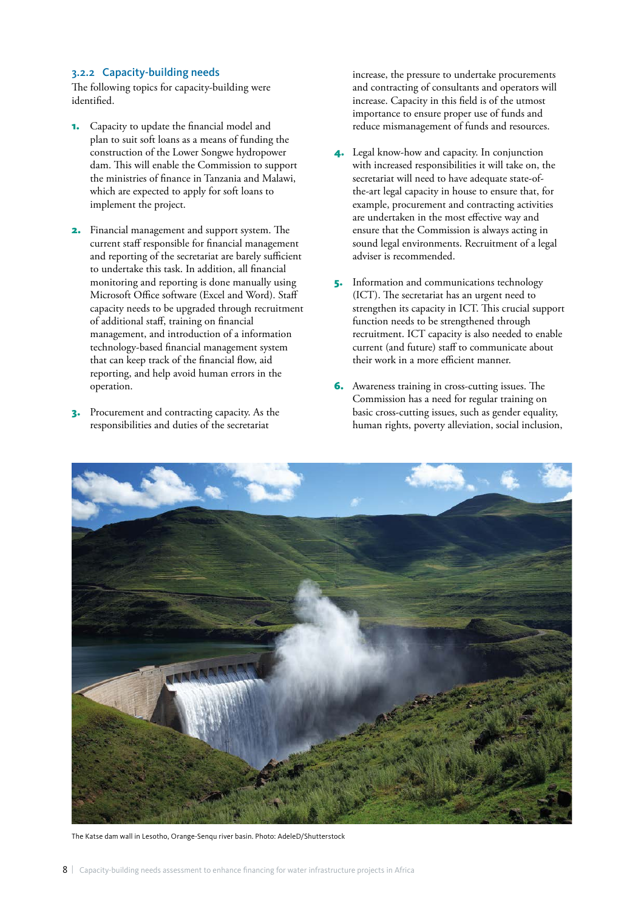### 3.2.2 Capacity-building needs

The following topics for capacity-building were identified.

1. Capacity to update the financial model and plan to suit soft loans as a means of funding the construction of the Lower Songwe hydropower dam. This will enable the Commission to support the ministries of finance in Tanzania and Malawi, which are expected to apply for soft loans to implement the project.

2. Financial management and support system. The current staff responsible for financial management and reporting of the secretariat are barely sufficient to undertake this task. In addition, all financial monitoring and reporting is done manually using Microsoft Office software (Excel and Word). Staff capacity needs to be upgraded through recruitment of additional staff, training on financial management, and introduction of a information technology-based financial management system that can keep track of the financial flow, aid reporting, and help avoid human errors in the operation.

3. Procurement and contracting capacity. As the responsibilities and duties of the secretariat increase, the pressure to undertake procurements and contracting of consultants and operators will increase. Capacity in this field is of the utmost importance to ensure proper use of funds and reduce mismanagement of funds and resources.

4. Legal know-how and capacity. In conjunction with increased responsibilities it will take on, the secretariat will need to have adequate state-of-the-art legal capacity in house to ensure that, for example, procurement and contracting activities are undertaken in the most effective way and ensure that the Commission is always acting in sound legal environments. Recruitment of a legal adviser is recommended.

5. Information and communications technology (ICT). The secretariat has an urgent need to strengthen its capacity in ICT. This crucial support function needs to be strengthened through recruitment. ICT capacity is also needed to enable current (and future) staff to communicate about their work in a more efficient manner.

6. Awareness training in cross-cutting issues. The Commission has a need for regular training on basic cross-cutting issues, such as gender equality, human rights, poverty alleviation, social inclusion,

The Katse dam wall in Lesotho, Orange-Senqu river basin. Photo: AdeleD/Shutterstock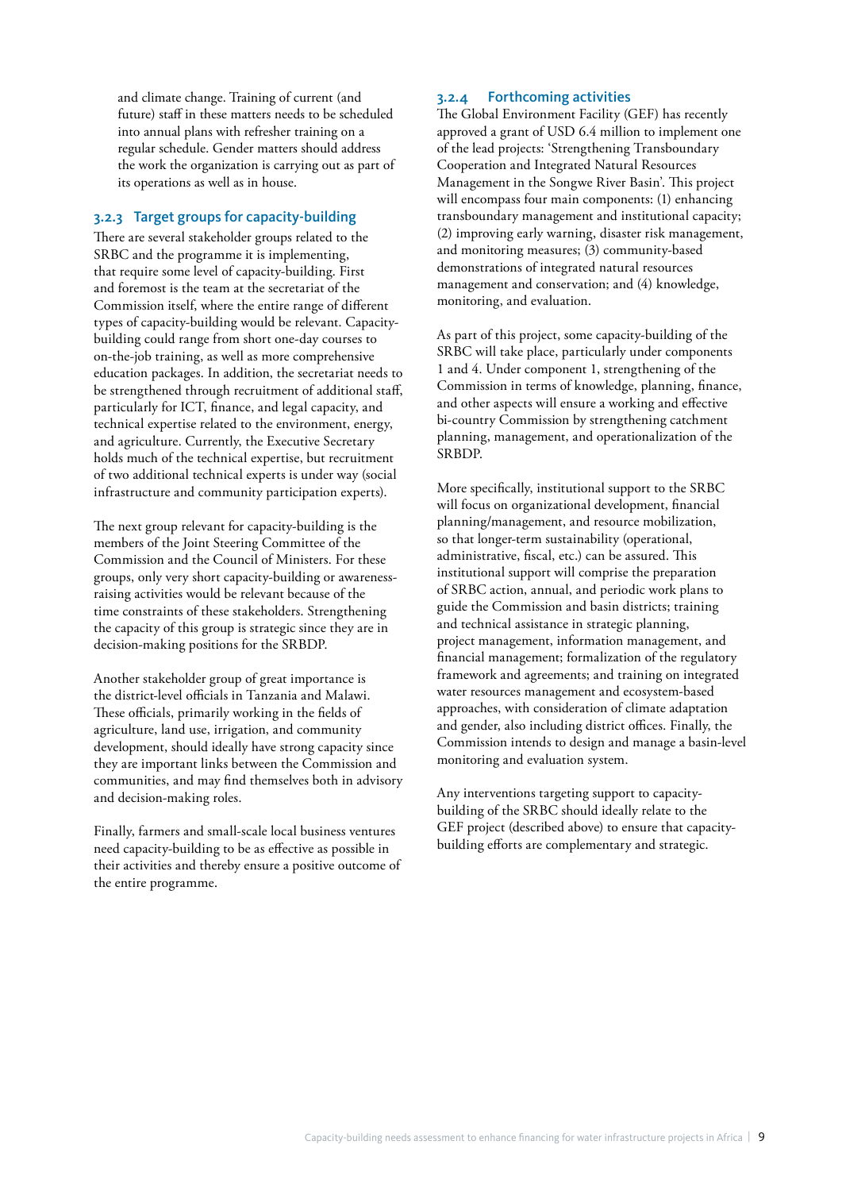and climate change. Training of current (and future) staff in these matters needs to be scheduled into annual plans with refresher training on a regular schedule. Gender matters should address the work the organization is carrying out as part of its operations as well as in house.

### 3.2.3 Target groups for capacity-building

There are several stakeholder groups related to the SRBC and the programme it is implementing, that require some level of capacity-building. First and foremost is the team at the secretariat of the Commission itself, where the entire range of different types of capacity-building would be relevant. Capacity-building could range from short one-day courses to on-the-job training, as well as more comprehensive education packages. In addition, the secretariat needs to be strengthened through recruitment of additional staff, particularly for ICT, finance, and legal capacity, and technical expertise related to the environment, energy, and agriculture. Currently, the Executive Secretary holds much of the technical expertise, but recruitment of two additional technical experts is under way (social infrastructure and community participation experts).

The next group relevant for capacity-building is the members of the Joint Steering Committee of the Commission and the Council of Ministers. For these groups, only very short capacity-building or awareness-raising activities would be relevant because of the time constraints of these stakeholders. Strengthening the capacity of this group is strategic since they are in decision-making positions for the SRBDP.

Another stakeholder group of great importance is the district-level officials in Tanzania and Malawi. These officials, primarily working in the fields of agriculture, land use, irrigation, and community development, should ideally have strong capacity since they are important links between the Commission and communities, and may find themselves both in advisory and decision-making roles.

Finally, farmers and small-scale local business ventures need capacity-building to be as effective as possible in their activities and thereby ensure a positive outcome of the entire programme.

### 3.2.4 Forthcoming activities

The Global Environment Facility (GEF) has recently approved a grant of USD 6.4 million to implement one of the lead projects: 'Strengthening Transboundary Cooperation and Integrated Natural Resources Management in the Songwe River Basin'. This project will encompass four main components: (1) enhancing transboundary management and institutional capacity; (2) improving early warning, disaster risk management, and monitoring measures; (3) community-based demonstrations of integrated natural resources management and conservation; and (4) knowledge, monitoring, and evaluation.

As part of this project, some capacity-building of the SRBC will take place, particularly under components 1 and 4. Under component 1, strengthening of the Commission in terms of knowledge, planning, finance, and other aspects will ensure a working and effective bi-country Commission by strengthening catchment planning, management, and operationalization of the SRBDP.

More specifically, institutional support to the SRBC will focus on organizational development, financial planning/management, and resource mobilization, so that longer-term sustainability (operational, administrative, fiscal, etc.) can be assured. This institutional support will comprise the preparation of SRBC action, annual, and periodic work plans to guide the Commission and basin districts; training and technical assistance in strategic planning, project management, information management, and financial management; formalization of the regulatory framework and agreements; and training on integrated water resources management and ecosystem-based approaches, with consideration of climate adaptation and gender, also including district offices. Finally, the Commission intends to design and manage a basin-level monitoring and evaluation system.

Any interventions targeting support to capacity-building of the SRBC should ideally relate to the GEF project (described above) to ensure that capacity-building efforts are complementary and strategic.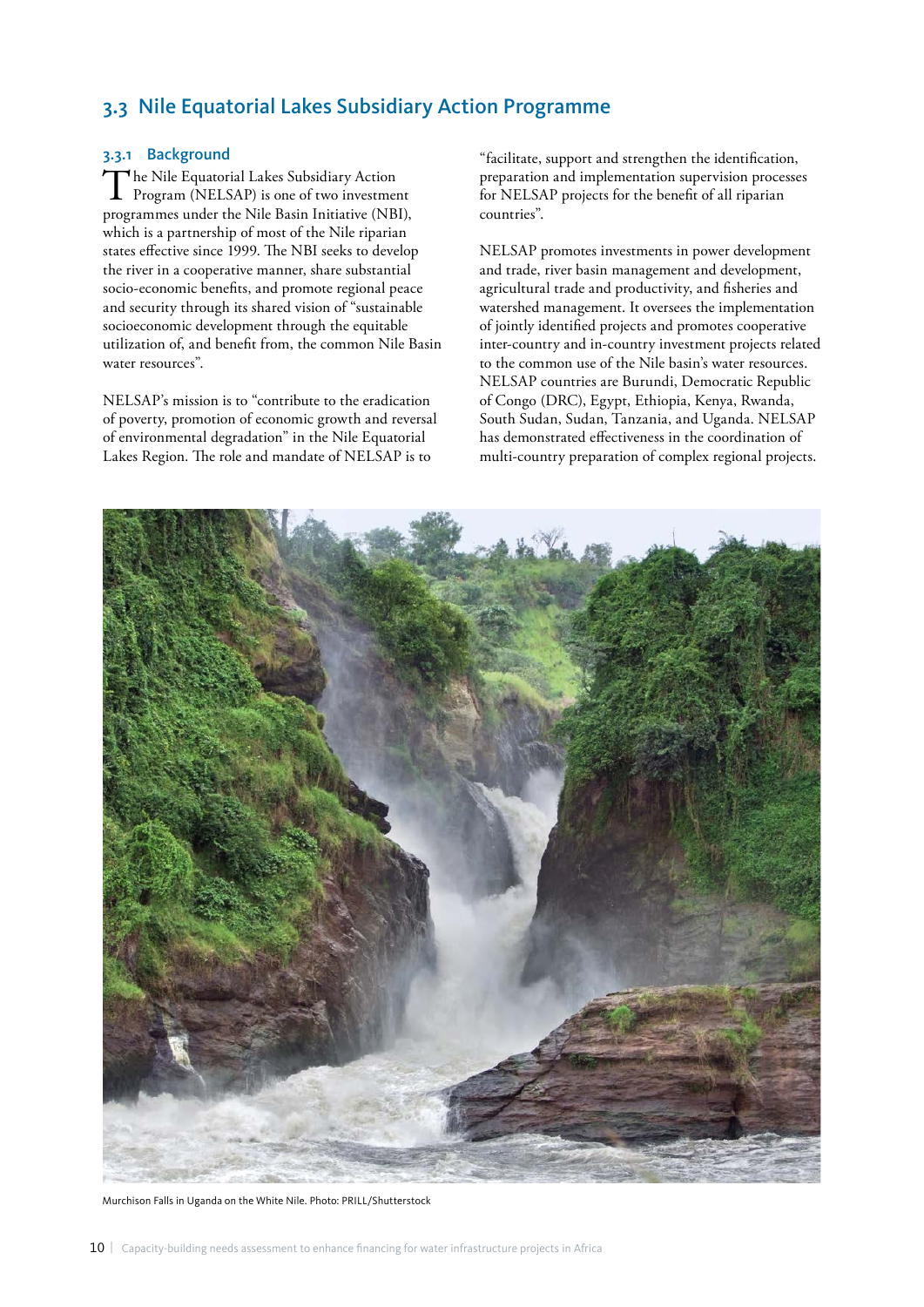## 3.3 Nile Equatorial Lakes Subsidiary Action Programme

### 3.3.1 Background

The Nile Equatorial Lakes Subsidiary Action Program (NELSAP) is one of two investment programmes under the Nile Basin Initiative (NBI), which is a partnership of most of the Nile riparian states effective since 1999. The NBI seeks to develop the river in a cooperative manner, share substantial socio-economic benefits, and promote regional peace and security through its shared vision of "sustainable socioeconomic development through the equitable utilization of, and benefit from, the common Nile Basin water resources".

NELSAP's mission is to "contribute to the eradication of poverty, promotion of economic growth and reversal of environmental degradation" in the Nile Equatorial Lakes Region. The role and mandate of NELSAP is to "facilitate, support and strengthen the identification, preparation and implementation supervision processes for NELSAP projects for the benefit of all riparian countries".

NELSAP promotes investments in power development and trade, river basin management and development, agricultural trade and productivity, and fisheries and watershed management. It oversees the implementation of jointly identified projects and promotes cooperative inter-country and in-country investment projects related to the common use of the Nile basin's water resources. NELSAP countries are Burundi, Democratic Republic of Congo (DRC), Egypt, Ethiopia, Kenya, Rwanda, South Sudan, Sudan, Tanzania, and Uganda. NELSAP has demonstrated effectiveness in the coordination of multi-country preparation of complex regional projects.

Murchison Falls in Uganda on the White Nile. Photo: PRILL/Shutterstock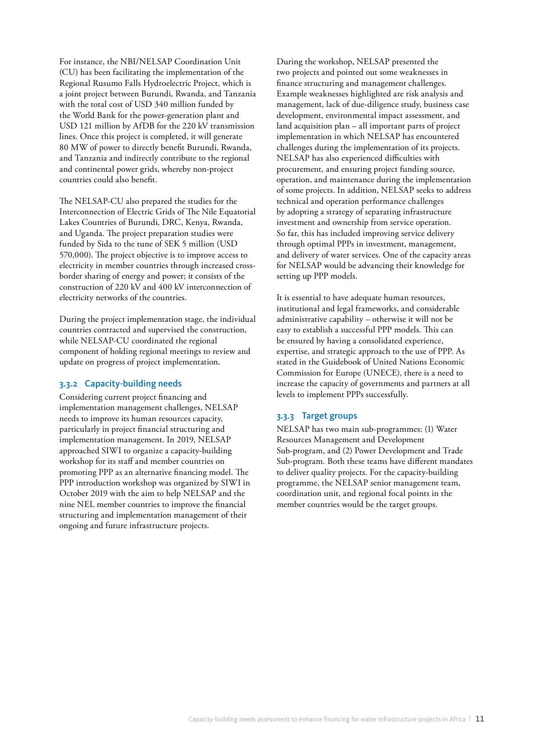For instance, the NBI/NELSAP Coordination Unit (CU) has been facilitating the implementation of the Regional Rusumo Falls Hydroelectric Project, which is a joint project between Burundi, Rwanda, and Tanzania with the total cost of USD 340 million funded by the World Bank for the power-generation plant and USD 121 million by AfDB for the 220 kV transmission lines. Once this project is completed, it will generate 80 MW of power to directly benefit Burundi, Rwanda, and Tanzania and indirectly contribute to the regional and continental power grids, whereby non-project countries could also benefit.

The NELSAP-CU also prepared the studies for the Interconnection of Electric Grids of The Nile Equatorial Lakes Countries of Burundi, DRC, Kenya, Rwanda, and Uganda. The project preparation studies were funded by Sida to the tune of SEK 5 million (USD 570,000). The project objective is to improve access to electricity in member countries through increased cross-border sharing of energy and power; it consists of the construction of 220 kV and 400 kV interconnection of electricity networks of the countries.

During the project implementation stage, the individual countries contracted and supervised the construction, while NELSAP-CU coordinated the regional component of holding regional meetings to review and update on progress of project implementation.

### 3.3.2 Capacity-building needs

Considering current project financing and implementation management challenges, NELSAP needs to improve its human resources capacity, particularly in project financial structuring and implementation management. In 2019, NELSAP approached SIWI to organize a capacity-building workshop for its staff and member countries on promoting PPP as an alternative financing model. The PPP introduction workshop was organized by SIWI in October 2019 with the aim to help NELSAP and the nine NEL member countries to improve the financial structuring and implementation management of their ongoing and future infrastructure projects.

During the workshop, NELSAP presented the two projects and pointed out some weaknesses in finance structuring and management challenges. Example weaknesses highlighted are risk analysis and management, lack of due-diligence study, business case development, environmental impact assessment, and land acquisition plan – all important parts of project implementation in which NELSAP has encountered challenges during the implementation of its projects. NELSAP has also experienced difficulties with procurement, and ensuring project funding source, operation, and maintenance during the implementation of some projects. In addition, NELSAP seeks to address technical and operation performance challenges by adopting a strategy of separating infrastructure investment and ownership from service operation. So far, this has included improving service delivery through optimal PPPs in investment, management, and delivery of water services. One of the capacity areas for NELSAP would be advancing their knowledge for setting up PPP models.

It is essential to have adequate human resources, institutional and legal frameworks, and considerable administrative capability – otherwise it will not be easy to establish a successful PPP models. This can be ensured by having a consolidated experience, expertise, and strategic approach to the use of PPP. As stated in the Guidebook of United Nations Economic Commission for Europe (UNECE), there is a need to increase the capacity of governments and partners at all levels to implement PPPs successfully.

### 3.3.3 Target groups

NELSAP has two main sub-programmes: (1) Water Resources Management and Development Sub-program, and (2) Power Development and Trade Sub-program. Both these teams have different mandates to deliver quality projects. For the capacity-building programme, the NELSAP senior management team, coordination unit, and regional focal points in the member countries would be the target groups.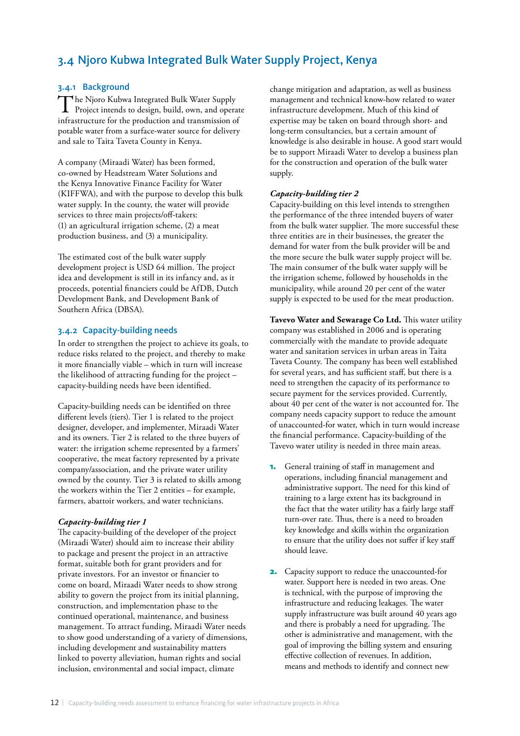## 3.4 Njoro Kubwa Integrated Bulk Water Supply Project, Kenya

### 3.4.1 Background

The Njoro Kubwa Integrated Bulk Water Supply Project intends to design, build, own, and operate infrastructure for the production and transmission of potable water from a surface-water source for delivery and sale to Taita Taveta County in Kenya.

A company (Miraadi Water) has been formed, co-owned by Headstream Water Solutions and the Kenya Innovative Finance Facility for Water (KIFFWA), and with the purpose to develop this bulk water supply. In the county, the water will provide services to three main projects/off-takers: (1) an agricultural irrigation scheme, (2) a meat production business, and (3) a municipality.

The estimated cost of the bulk water supply development project is USD 64 million. The project idea and development is still in its infancy and, as it proceeds, potential financiers could be AfDB, Dutch Development Bank, and Development Bank of Southern Africa (DBSA).

### 3.4.2 Capacity-building needs

In order to strengthen the project to achieve its goals, to reduce risks related to the project, and thereby to make it more financially viable – which in turn will increase the likelihood of attracting funding for the project – capacity-building needs have been identified.

Capacity-building needs can be identified on three different levels (tiers). Tier 1 is related to the project designer, developer, and implementer, Miraadi Water and its owners. Tier 2 is related to the three buyers of water: the irrigation scheme represented by a farmers' cooperative, the meat factory represented by a private company/association, and the private water utility owned by the county. Tier 3 is related to skills among the workers within the Tier 2 entities – for example, farmers, abattoir workers, and water technicians.

***Capacity-building tier 1***

The capacity-building of the developer of the project (Miraadi Water) should aim to increase their ability to package and present the project in an attractive format, suitable both for grant providers and for private investors. For an investor or financier to come on board, Miraadi Water needs to show strong ability to govern the project from its initial planning, construction, and implementation phase to the continued operational, maintenance, and business management. To attract funding, Miraadi Water needs to show good understanding of a variety of dimensions, including development and sustainability matters linked to poverty alleviation, human rights and social inclusion, environmental and social impact, climate change mitigation and adaptation, as well as business management and technical know-how related to water infrastructure development. Much of this kind of expertise may be taken on board through short- and long-term consultancies, but a certain amount of knowledge is also desirable in house. A good start would be to support Miraadi Water to develop a business plan for the construction and operation of the bulk water supply.

***Capacity-building tier 2***

Capacity-building on this level intends to strengthen the performance of the three intended buyers of water from the bulk water supplier. The more successful these three entities are in their businesses, the greater the demand for water from the bulk provider will be and the more secure the bulk water supply project will be. The main consumer of the bulk water supply will be the irrigation scheme, followed by households in the municipality, while around 20 per cent of the water supply is expected to be used for the meat production.

**Tavevo Water and Sewarage Co Ltd.** This water utility company was established in 2006 and is operating commercially with the mandate to provide adequate water and sanitation services in urban areas in Taita Taveta County. The company has been well established for several years, and has sufficient staff, but there is a need to strengthen the capacity of its performance to secure payment for the services provided. Currently, about 40 per cent of the water is not accounted for. The company needs capacity support to reduce the amount of unaccounted-for water, which in turn would increase the financial performance. Capacity-building of the Tavevo water utility is needed in three main areas.

1. General training of staff in management and operations, including financial management and administrative support. The need for this kind of training to a large extent has its background in the fact that the water utility has a fairly large staff turn-over rate. Thus, there is a need to broaden key knowledge and skills within the organization to ensure that the utility does not suffer if key staff should leave.

2. Capacity support to reduce the unaccounted-for water. Support here is needed in two areas. One is technical, with the purpose of improving the infrastructure and reducing leakages. The water supply infrastructure was built around 40 years ago and there is probably a need for upgrading. The other is administrative and management, with the goal of improving the billing system and ensuring effective collection of revenues. In addition, means and methods to identify and connect new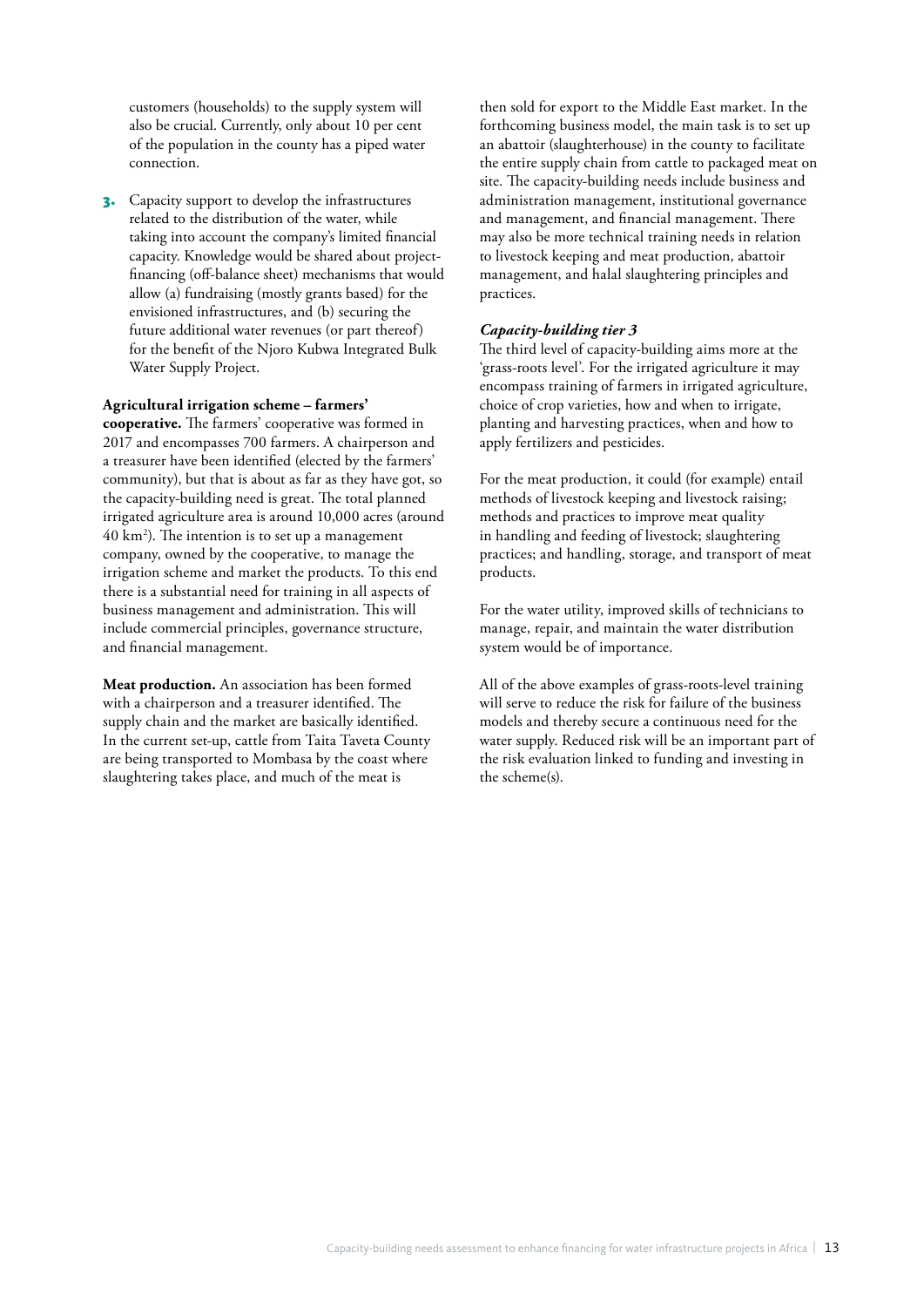customers (households) to the supply system will also be crucial. Currently, only about 10 per cent of the population in the county has a piped water connection.

3. Capacity support to develop the infrastructures related to the distribution of the water, while taking into account the company's limited financial capacity. Knowledge would be shared about project-financing (off-balance sheet) mechanisms that would allow (a) fundraising (mostly grants based) for the envisioned infrastructures, and (b) securing the future additional water revenues (or part thereof) for the benefit of the Njoro Kubwa Integrated Bulk Water Supply Project.

**Agricultural irrigation scheme – farmers' cooperative.** The farmers' cooperative was formed in 2017 and encompasses 700 farmers. A chairperson and a treasurer have been identified (elected by the farmers' community), but that is about as far as they have got, so the capacity-building need is great. The total planned irrigated agriculture area is around 10,000 acres (around 40 km$^2$). The intention is to set up a management company, owned by the cooperative, to manage the irrigation scheme and market the products. To this end there is a substantial need for training in all aspects of business management and administration. This will include commercial principles, governance structure, and financial management.

**Meat production.** An association has been formed with a chairperson and a treasurer identified. The supply chain and the market are basically identified. In the current set-up, cattle from Taita Taveta County are being transported to Mombasa by the coast where slaughtering takes place, and much of the meat is then sold for export to the Middle East market. In the forthcoming business model, the main task is to set up an abattoir (slaughterhouse) in the county to facilitate the entire supply chain from cattle to packaged meat on site. The capacity-building needs include business and administration management, institutional governance and management, and financial management. There may also be more technical training needs in relation to livestock keeping and meat production, abattoir management, and halal slaughtering principles and practices.

***Capacity-building tier 3***

The third level of capacity-building aims more at the 'grass-roots level'. For the irrigated agriculture it may encompass training of farmers in irrigated agriculture, choice of crop varieties, how and when to irrigate, planting and harvesting practices, when and how to apply fertilizers and pesticides.

For the meat production, it could (for example) entail methods of livestock keeping and livestock raising; methods and practices to improve meat quality in handling and feeding of livestock; slaughtering practices; and handling, storage, and transport of meat products.

For the water utility, improved skills of technicians to manage, repair, and maintain the water distribution system would be of importance.

All of the above examples of grass-roots-level training will serve to reduce the risk for failure of the business models and thereby secure a continuous need for the water supply. Reduced risk will be an important part of the risk evaluation linked to funding and investing in the scheme(s).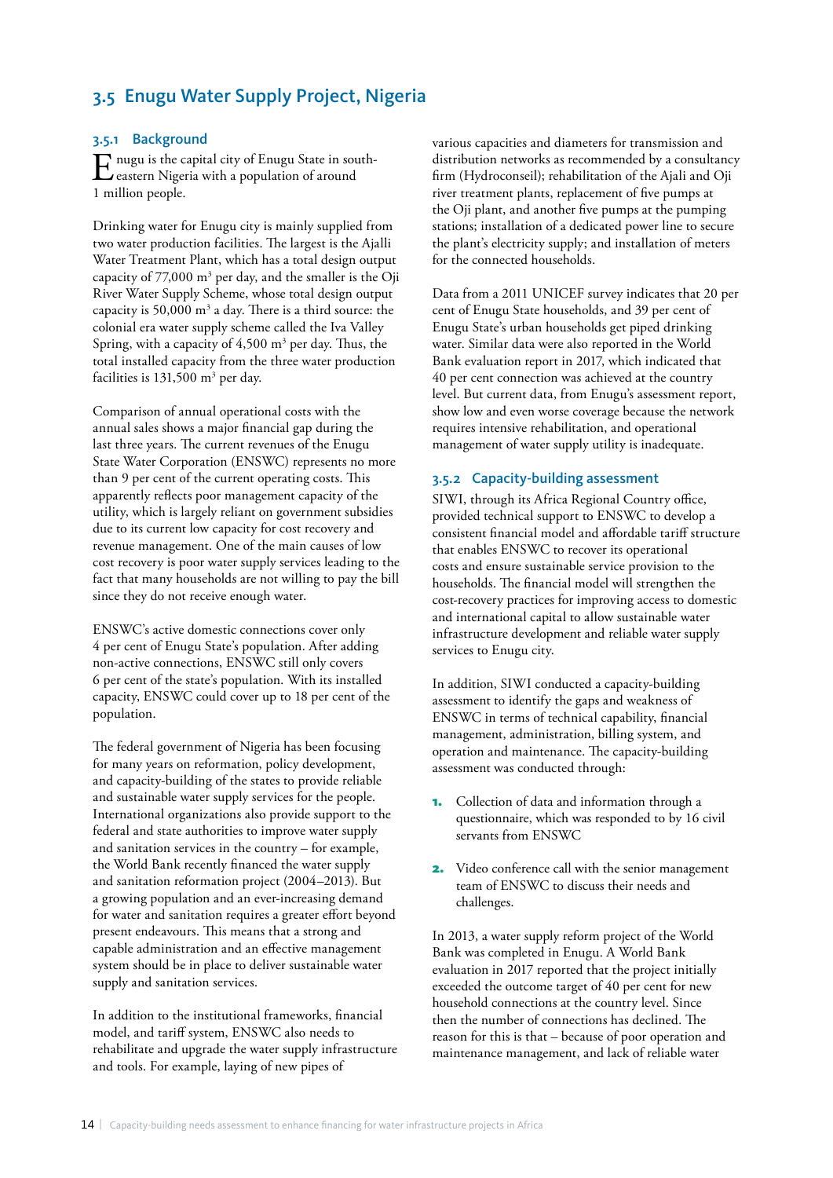## 3.5 Enugu Water Supply Project, Nigeria

### 3.5.1 Background

Enugu is the capital city of Enugu State in south-eastern Nigeria with a population of around 1 million people.

Drinking water for Enugu city is mainly supplied from two water production facilities. The largest is the Ajalli Water Treatment Plant, which has a total design output capacity of 77,000 m$^3$ per day, and the smaller is the Oji River Water Supply Scheme, whose total design output capacity is 50,000 m$^3$ a day. There is a third source: the colonial era water supply scheme called the Iva Valley Spring, with a capacity of 4,500 m$^3$ per day. Thus, the total installed capacity from the three water production facilities is 131,500 m$^3$ per day.

Comparison of annual operational costs with the annual sales shows a major financial gap during the last three years. The current revenues of the Enugu State Water Corporation (ENSWC) represents no more than 9 per cent of the current operating costs. This apparently reflects poor management capacity of the utility, which is largely reliant on government subsidies due to its current low capacity for cost recovery and revenue management. One of the main causes of low cost recovery is poor water supply services leading to the fact that many households are not willing to pay the bill since they do not receive enough water.

ENSWC's active domestic connections cover only 4 per cent of Enugu State's population. After adding non-active connections, ENSWC still only covers 6 per cent of the state's population. With its installed capacity, ENSWC could cover up to 18 per cent of the population.

The federal government of Nigeria has been focusing for many years on reformation, policy development, and capacity-building of the states to provide reliable and sustainable water supply services for the people. International organizations also provide support to the federal and state authorities to improve water supply and sanitation services in the country – for example, the World Bank recently financed the water supply and sanitation reformation project (2004–2013). But a growing population and an ever-increasing demand for water and sanitation requires a greater effort beyond present endeavours. This means that a strong and capable administration and an effective management system should be in place to deliver sustainable water supply and sanitation services.

In addition to the institutional frameworks, financial model, and tariff system, ENSWC also needs to rehabilitate and upgrade the water supply infrastructure and tools. For example, laying of new pipes of various capacities and diameters for transmission and distribution networks as recommended by a consultancy firm (Hydroconseil); rehabilitation of the Ajali and Oji river treatment plants, replacement of five pumps at the Oji plant, and another five pumps at the pumping stations; installation of a dedicated power line to secure the plant's electricity supply; and installation of meters for the connected households.

Data from a 2011 UNICEF survey indicates that 20 per cent of Enugu State households, and 39 per cent of Enugu State's urban households get piped drinking water. Similar data were also reported in the World Bank evaluation report in 2017, which indicated that 40 per cent connection was achieved at the country level. But current data, from Enugu's assessment report, show low and even worse coverage because the network requires intensive rehabilitation, and operational management of water supply utility is inadequate.

### 3.5.2 Capacity-building assessment

SIWI, through its Africa Regional Country office, provided technical support to ENSWC to develop a consistent financial model and affordable tariff structure that enables ENSWC to recover its operational costs and ensure sustainable service provision to the households. The financial model will strengthen the cost-recovery practices for improving access to domestic and international capital to allow sustainable water infrastructure development and reliable water supply services to Enugu city.

In addition, SIWI conducted a capacity-building assessment to identify the gaps and weakness of ENSWC in terms of technical capability, financial management, administration, billing system, and operation and maintenance. The capacity-building assessment was conducted through:

1. Collection of data and information through a questionnaire, which was responded to by 16 civil servants from ENSWC
2. Video conference call with the senior management team of ENSWC to discuss their needs and challenges.

In 2013, a water supply reform project of the World Bank was completed in Enugu. A World Bank evaluation in 2017 reported that the project initially exceeded the outcome target of 40 per cent for new household connections at the country level. Since then the number of connections has declined. The reason for this is that – because of poor operation and maintenance management, and lack of reliable water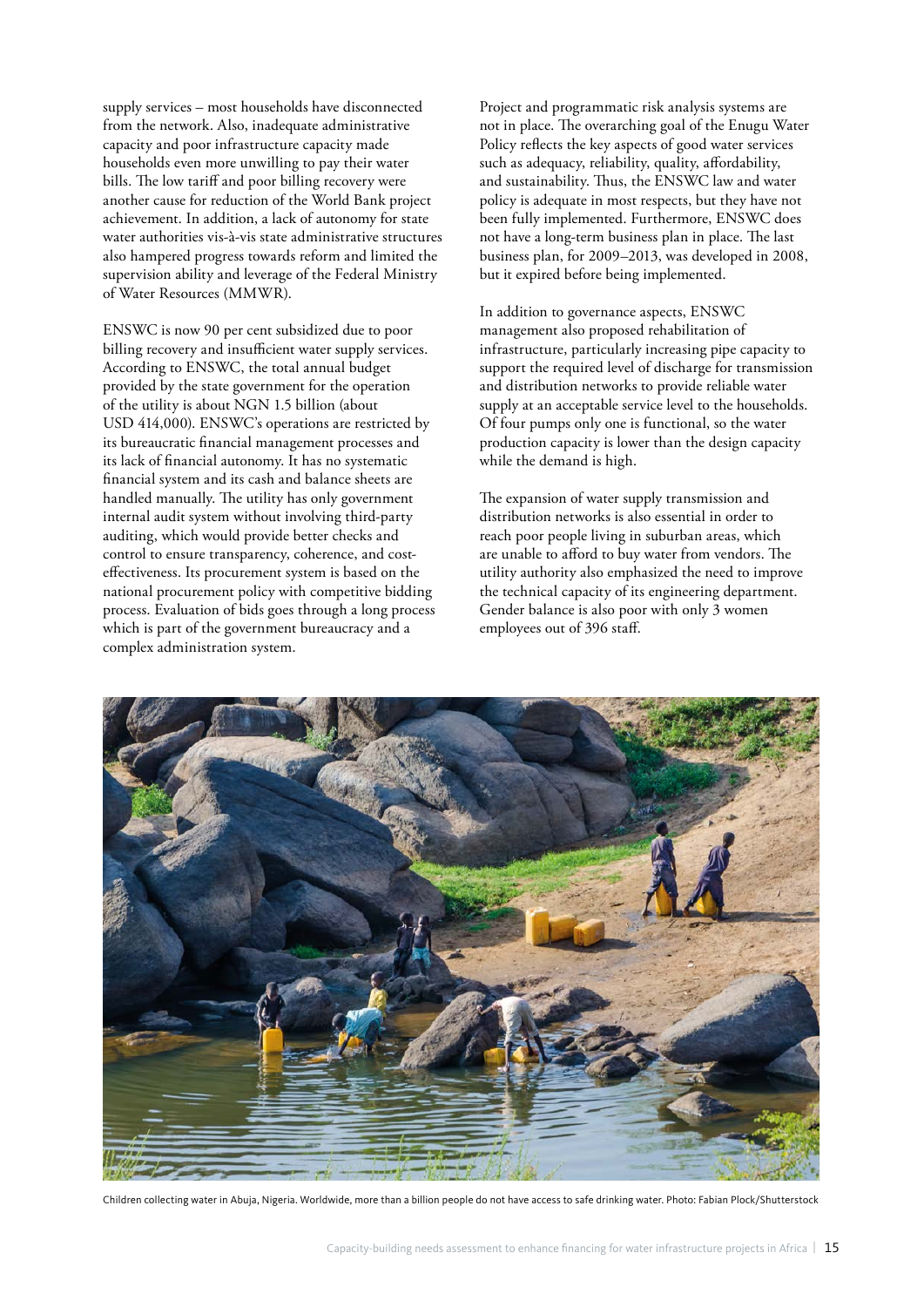supply services – most households have disconnected from the network. Also, inadequate administrative capacity and poor infrastructure capacity made households even more unwilling to pay their water bills. The low tariff and poor billing recovery were another cause for reduction of the World Bank project achievement. In addition, a lack of autonomy for state water authorities vis-à-vis state administrative structures also hampered progress towards reform and limited the supervision ability and leverage of the Federal Ministry of Water Resources (MMWR).

ENSWC is now 90 per cent subsidized due to poor billing recovery and insufficient water supply services. According to ENSWC, the total annual budget provided by the state government for the operation of the utility is about NGN 1.5 billion (about USD 414,000). ENSWC's operations are restricted by its bureaucratic financial management processes and its lack of financial autonomy. It has no systematic financial system and its cash and balance sheets are handled manually. The utility has only government internal audit system without involving third-party auditing, which would provide better checks and control to ensure transparency, coherence, and cost-effectiveness. Its procurement system is based on the national procurement policy with competitive bidding process. Evaluation of bids goes through a long process which is part of the government bureaucracy and a complex administration system.

Project and programmatic risk analysis systems are not in place. The overarching goal of the Enugu Water Policy reflects the key aspects of good water services such as adequacy, reliability, quality, affordability, and sustainability. Thus, the ENSWC law and water policy is adequate in most respects, but they have not been fully implemented. Furthermore, ENSWC does not have a long-term business plan in place. The last business plan, for 2009–2013, was developed in 2008, but it expired before being implemented.

In addition to governance aspects, ENSWC management also proposed rehabilitation of infrastructure, particularly increasing pipe capacity to support the required level of discharge for transmission and distribution networks to provide reliable water supply at an acceptable service level to the households. Of four pumps only one is functional, so the water production capacity is lower than the design capacity while the demand is high.

The expansion of water supply transmission and distribution networks is also essential in order to reach poor people living in suburban areas, which are unable to afford to buy water from vendors. The utility authority also emphasized the need to improve the technical capacity of its engineering department. Gender balance is also poor with only 3 women employees out of 396 staff.

Children collecting water in Abuja, Nigeria. Worldwide, more than a billion people do not have access to safe drinking water. Photo: Fabian Plock/Shutterstock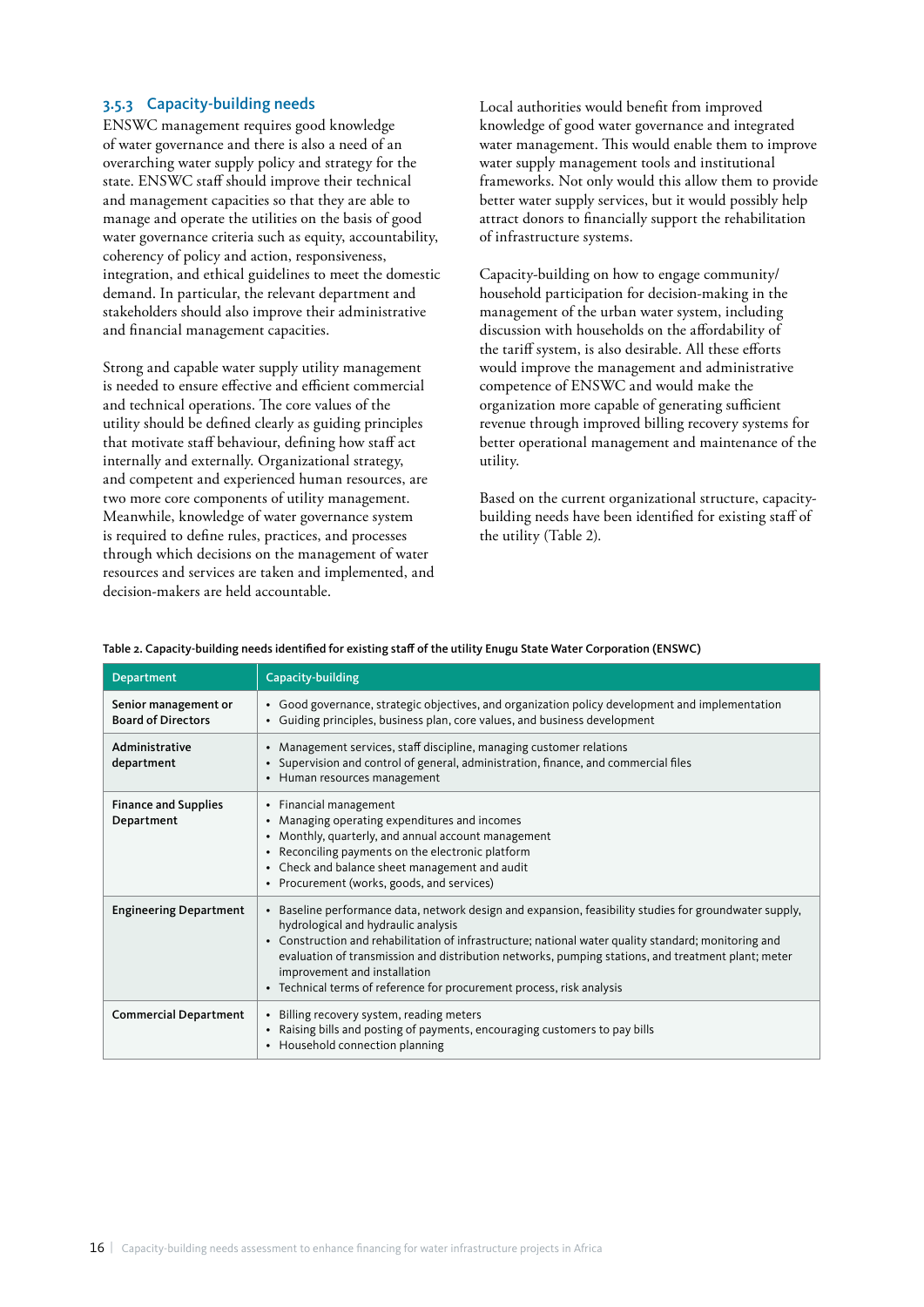### 3.5.3 Capacity-building needs

ENSWC management requires good knowledge of water governance and there is also a need of an overarching water supply policy and strategy for the state. ENSWC staff should improve their technical and management capacities so that they are able to manage and operate the utilities on the basis of good water governance criteria such as equity, accountability, coherency of policy and action, responsiveness, integration, and ethical guidelines to meet the domestic demand. In particular, the relevant department and stakeholders should also improve their administrative and financial management capacities.

Strong and capable water supply utility management is needed to ensure effective and efficient commercial and technical operations. The core values of the utility should be defined clearly as guiding principles that motivate staff behaviour, defining how staff act internally and externally. Organizational strategy, and competent and experienced human resources, are two more core components of utility management. Meanwhile, knowledge of water governance system is required to define rules, practices, and processes through which decisions on the management of water resources and services are taken and implemented, and decision-makers are held accountable.

Local authorities would benefit from improved knowledge of good water governance and integrated water management. This would enable them to improve water supply management tools and institutional frameworks. Not only would this allow them to provide better water supply services, but it would possibly help attract donors to financially support the rehabilitation of infrastructure systems.

Capacity-building on how to engage community/household participation for decision-making in the management of the urban water system, including discussion with households on the affordability of the tariff system, is also desirable. All these efforts would improve the management and administrative competence of ENSWC and would make the organization more capable of generating sufficient revenue through improved billing recovery systems for better operational management and maintenance of the utility.

Based on the current organizational structure, capacity-building needs have been identified for existing staff of the utility (Table 2).

**Table 2. Capacity-building needs identified for existing staff of the utility Enugu State Water Corporation (ENSWC)**

| Department | Capacity-building |
|---|---|
| **Senior management or Board of Directors** | • Good governance, strategic objectives, and organization policy development and implementation<br>• Guiding principles, business plan, core values, and business development |
| **Administrative department** | • Management services, staff discipline, managing customer relations<br>• Supervision and control of general, administration, finance, and commercial files<br>• Human resources management |
| **Finance and Supplies Department** | • Financial management<br>• Managing operating expenditures and incomes<br>• Monthly, quarterly, and annual account management<br>• Reconciling payments on the electronic platform<br>• Check and balance sheet management and audit<br>• Procurement (works, goods, and services) |
| **Engineering Department** | • Baseline performance data, network design and expansion, feasibility studies for groundwater supply, hydrological and hydraulic analysis<br>• Construction and rehabilitation of infrastructure; national water quality standard; monitoring and evaluation of transmission and distribution networks, pumping stations, and treatment plant; meter improvement and installation<br>• Technical terms of reference for procurement process, risk analysis |
| **Commercial Department** | • Billing recovery system, reading meters<br>• Raising bills and posting of payments, encouraging customers to pay bills<br>• Household connection planning |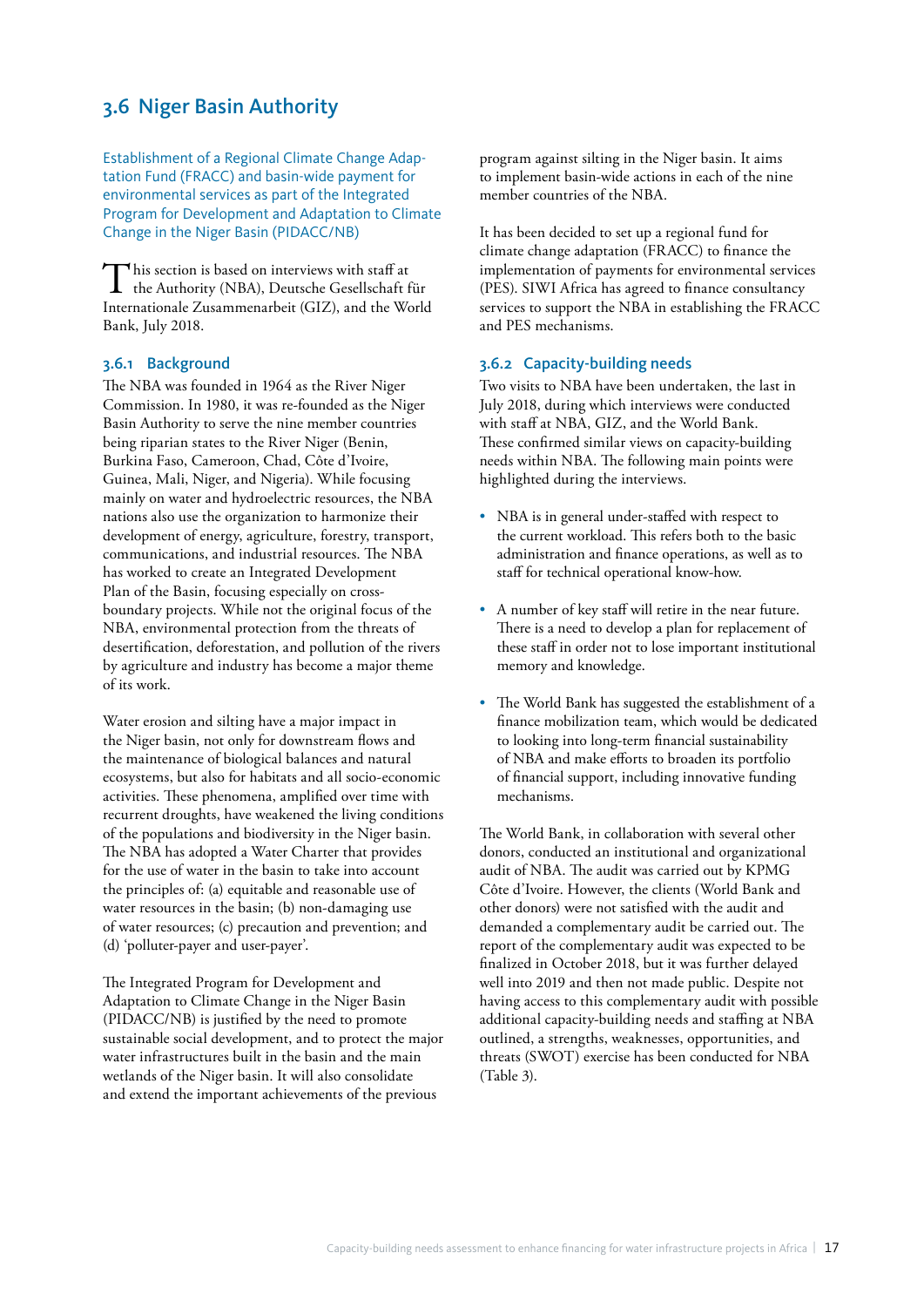## 3.6 Niger Basin Authority

Establishment of a Regional Climate Change Adaptation Fund (FRACC) and basin-wide payment for environmental services as part of the Integrated Program for Development and Adaptation to Climate Change in the Niger Basin (PIDACC/NB)

This section is based on interviews with staff at the Authority (NBA), Deutsche Gesellschaft für Internationale Zusammenarbeit (GIZ), and the World Bank, July 2018.

### 3.6.1 Background

The NBA was founded in 1964 as the River Niger Commission. In 1980, it was re-founded as the Niger Basin Authority to serve the nine member countries being riparian states to the River Niger (Benin, Burkina Faso, Cameroon, Chad, Côte d'Ivoire, Guinea, Mali, Niger, and Nigeria). While focusing mainly on water and hydroelectric resources, the NBA nations also use the organization to harmonize their development of energy, agriculture, forestry, transport, communications, and industrial resources. The NBA has worked to create an Integrated Development Plan of the Basin, focusing especially on cross-boundary projects. While not the original focus of the NBA, environmental protection from the threats of desertification, deforestation, and pollution of the rivers by agriculture and industry has become a major theme of its work.

Water erosion and silting have a major impact in the Niger basin, not only for downstream flows and the maintenance of biological balances and natural ecosystems, but also for habitats and all socio-economic activities. These phenomena, amplified over time with recurrent droughts, have weakened the living conditions of the populations and biodiversity in the Niger basin. The NBA has adopted a Water Charter that provides for the use of water in the basin to take into account the principles of: (a) equitable and reasonable use of water resources in the basin; (b) non-damaging use of water resources; (c) precaution and prevention; and (d) 'polluter-payer and user-payer'.

The Integrated Program for Development and Adaptation to Climate Change in the Niger Basin (PIDACC/NB) is justified by the need to promote sustainable social development, and to protect the major water infrastructures built in the basin and the main wetlands of the Niger basin. It will also consolidate and extend the important achievements of the previous program against silting in the Niger basin. It aims to implement basin-wide actions in each of the nine member countries of the NBA.

It has been decided to set up a regional fund for climate change adaptation (FRACC) to finance the implementation of payments for environmental services (PES). SIWI Africa has agreed to finance consultancy services to support the NBA in establishing the FRACC and PES mechanisms.

### 3.6.2 Capacity-building needs

Two visits to NBA have been undertaken, the last in July 2018, during which interviews were conducted with staff at NBA, GIZ, and the World Bank. These confirmed similar views on capacity-building needs within NBA. The following main points were highlighted during the interviews.

- NBA is in general under-staffed with respect to the current workload. This refers both to the basic administration and finance operations, as well as to staff for technical operational know-how.
- A number of key staff will retire in the near future. There is a need to develop a plan for replacement of these staff in order not to lose important institutional memory and knowledge.
- The World Bank has suggested the establishment of a finance mobilization team, which would be dedicated to looking into long-term financial sustainability of NBA and make efforts to broaden its portfolio of financial support, including innovative funding mechanisms.

The World Bank, in collaboration with several other donors, conducted an institutional and organizational audit of NBA. The audit was carried out by KPMG Côte d'Ivoire. However, the clients (World Bank and other donors) were not satisfied with the audit and demanded a complementary audit be carried out. The report of the complementary audit was expected to be finalized in October 2018, but it was further delayed well into 2019 and then not made public. Despite not having access to this complementary audit with possible additional capacity-building needs and staffing at NBA outlined, a strengths, weaknesses, opportunities, and threats (SWOT) exercise has been conducted for NBA (Table 3).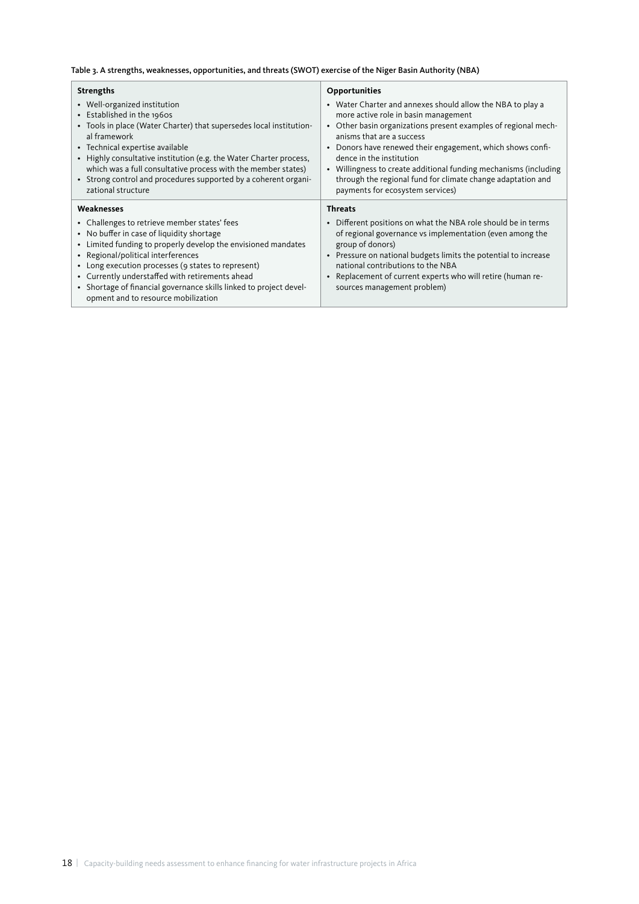**Table 3. A strengths, weaknesses, opportunities, and threats (SWOT) exercise of the Niger Basin Authority (NBA)**

| Strengths | Opportunities |
|---|---|
| • Well-organized institution<br>• Established in the 1960s<br>• Tools in place (Water Charter) that supersedes local institutional framework<br>• Technical expertise available<br>• Highly consultative institution (e.g. the Water Charter process, which was a full consultative process with the member states)<br>• Strong control and procedures supported by a coherent organizational structure | • Water Charter and annexes should allow the NBA to play a more active role in basin management<br>• Other basin organizations present examples of regional mechanisms that are a success<br>• Donors have renewed their engagement, which shows confidence in the institution<br>• Willingness to create additional funding mechanisms (including through the regional fund for climate change adaptation and payments for ecosystem services) |
| **Weaknesses** | **Threats** |
| • Challenges to retrieve member states' fees<br>• No buffer in case of liquidity shortage<br>• Limited funding to properly develop the envisioned mandates<br>• Regional/political interferences<br>• Long execution processes (9 states to represent)<br>• Currently understaffed with retirements ahead<br>• Shortage of financial governance skills linked to project development and to resource mobilization | • Different positions on what the NBA role should be in terms of regional governance vs implementation (even among the group of donors)<br>• Pressure on national budgets limits the potential to increase national contributions to the NBA<br>• Replacement of current experts who will retire (human resources management problem) |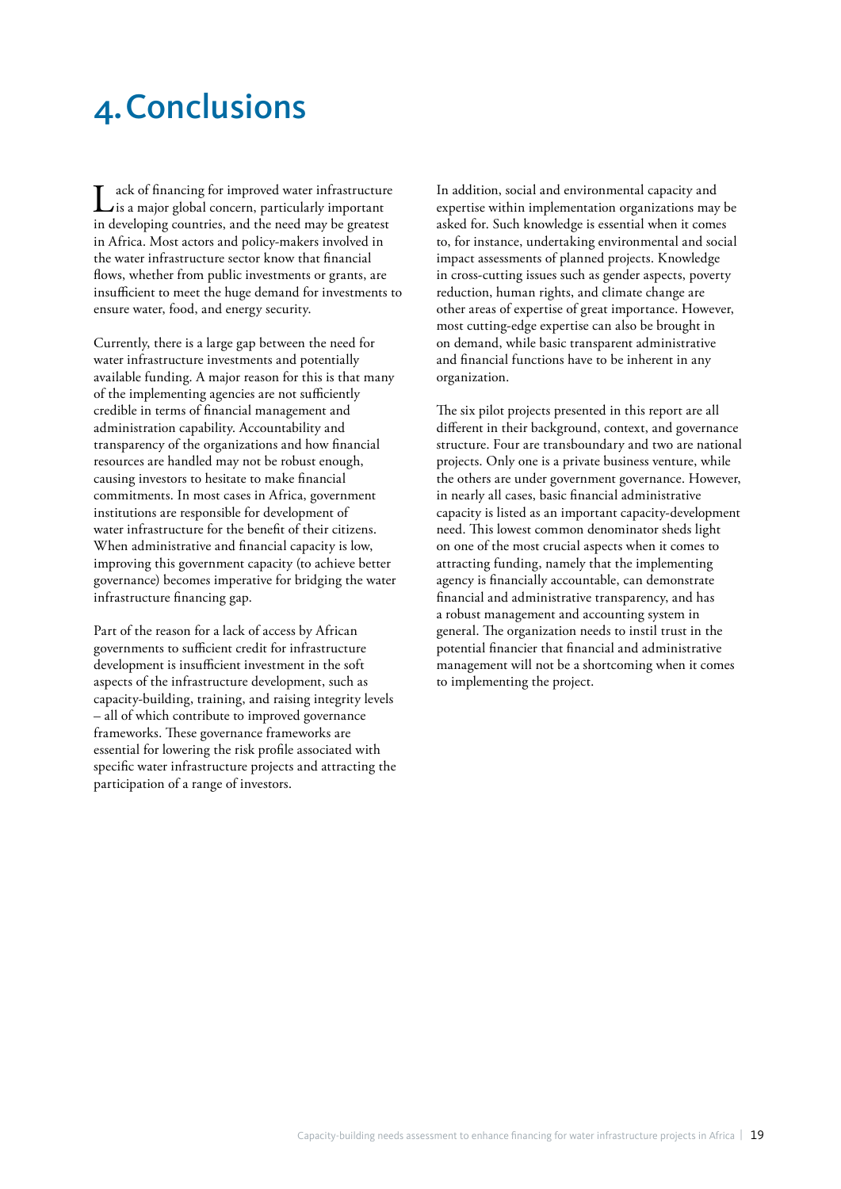# 4. Conclusions

Lack of financing for improved water infrastructure is a major global concern, particularly important in developing countries, and the need may be greatest in Africa. Most actors and policy-makers involved in the water infrastructure sector know that financial flows, whether from public investments or grants, are insufficient to meet the huge demand for investments to ensure water, food, and energy security.

Currently, there is a large gap between the need for water infrastructure investments and potentially available funding. A major reason for this is that many of the implementing agencies are not sufficiently credible in terms of financial management and administration capability. Accountability and transparency of the organizations and how financial resources are handled may not be robust enough, causing investors to hesitate to make financial commitments. In most cases in Africa, government institutions are responsible for development of water infrastructure for the benefit of their citizens. When administrative and financial capacity is low, improving this government capacity (to achieve better governance) becomes imperative for bridging the water infrastructure financing gap.

Part of the reason for a lack of access by African governments to sufficient credit for infrastructure development is insufficient investment in the soft aspects of the infrastructure development, such as capacity-building, training, and raising integrity levels – all of which contribute to improved governance frameworks. These governance frameworks are essential for lowering the risk profile associated with specific water infrastructure projects and attracting the participation of a range of investors.

In addition, social and environmental capacity and expertise within implementation organizations may be asked for. Such knowledge is essential when it comes to, for instance, undertaking environmental and social impact assessments of planned projects. Knowledge in cross-cutting issues such as gender aspects, poverty reduction, human rights, and climate change are other areas of expertise of great importance. However, most cutting-edge expertise can also be brought in on demand, while basic transparent administrative and financial functions have to be inherent in any organization.

The six pilot projects presented in this report are all different in their background, context, and governance structure. Four are transboundary and two are national projects. Only one is a private business venture, while the others are under government governance. However, in nearly all cases, basic financial administrative capacity is listed as an important capacity-development need. This lowest common denominator sheds light on one of the most crucial aspects when it comes to attracting funding, namely that the implementing agency is financially accountable, can demonstrate financial and administrative transparency, and has a robust management and accounting system in general. The organization needs to instil trust in the potential financier that financial and administrative management will not be a shortcoming when it comes to implementing the project.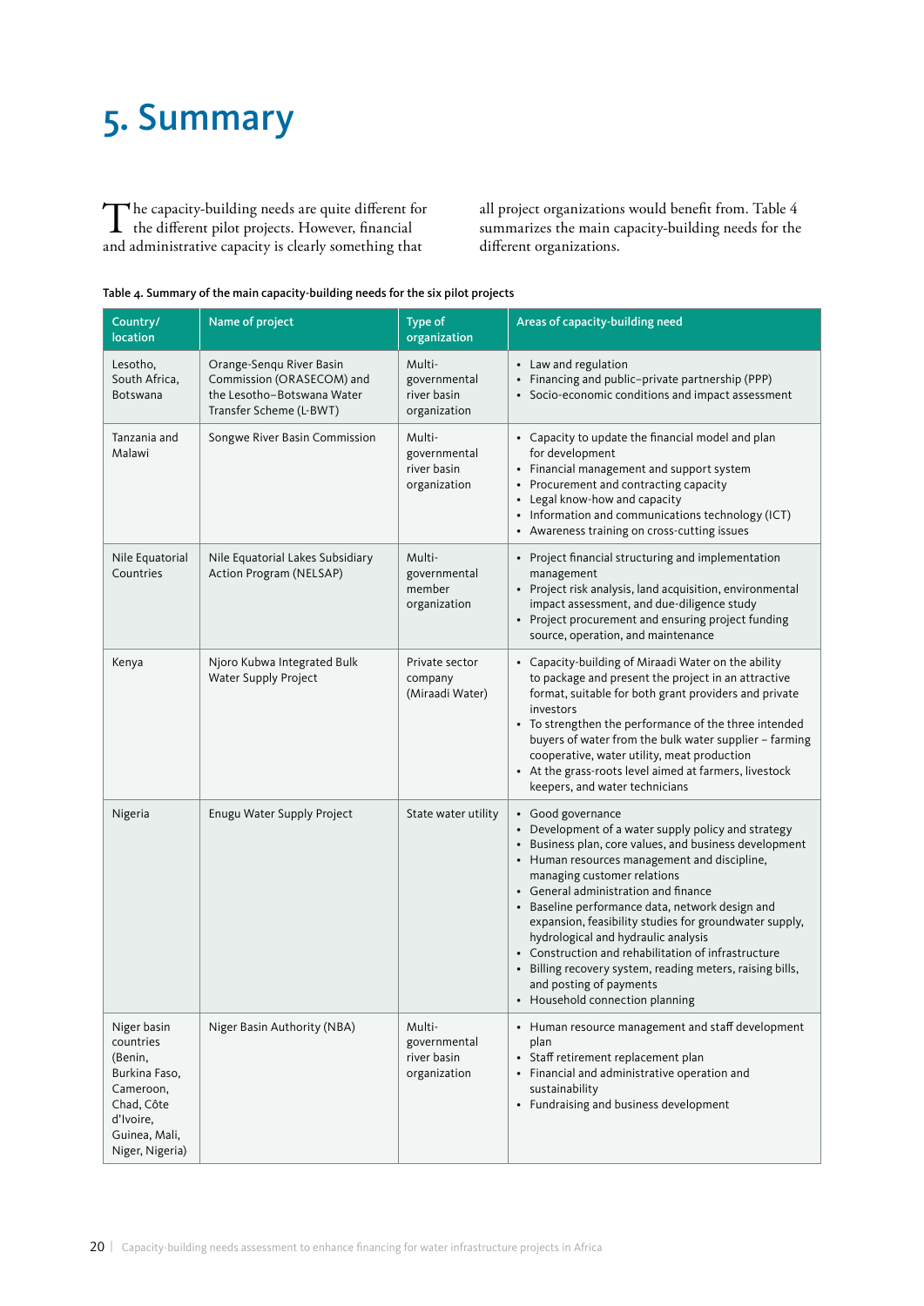# 5. Summary

The capacity-building needs are quite different for the different pilot projects. However, financial and administrative capacity is clearly something that all project organizations would benefit from. Table 4 summarizes the main capacity-building needs for the different organizations.

**Table 4. Summary of the main capacity-building needs for the six pilot projects**

| Country/ location | Name of project | Type of organization | Areas of capacity-building need |
|---|---|---|---|
| Lesotho, South Africa, Botswana | Orange-Senqu River Basin Commission (ORASECOM) and the Lesotho–Botswana Water Transfer Scheme (L-BWT) | Multi-governmental river basin organization | • Law and regulation<br>• Financing and public–private partnership (PPP)<br>• Socio-economic conditions and impact assessment |
| Tanzania and Malawi | Songwe River Basin Commission | Multi-governmental river basin organization | • Capacity to update the financial model and plan for development<br>• Financial management and support system<br>• Procurement and contracting capacity<br>• Legal know-how and capacity<br>• Information and communications technology (ICT)<br>• Awareness training on cross-cutting issues |
| Nile Equatorial Countries | Nile Equatorial Lakes Subsidiary Action Program (NELSAP) | Multi-governmental member organization | • Project financial structuring and implementation management<br>• Project risk analysis, land acquisition, environmental impact assessment, and due-diligence study<br>• Project procurement and ensuring project funding source, operation, and maintenance |
| Kenya | Njoro Kubwa Integrated Bulk Water Supply Project | Private sector company (Miraadi Water) | • Capacity-building of Miraadi Water on the ability to package and present the project in an attractive format, suitable for both grant providers and private investors<br>• To strengthen the performance of the three intended buyers of water from the bulk water supplier – farming cooperative, water utility, meat production<br>• At the grass-roots level aimed at farmers, livestock keepers, and water technicians |
| Nigeria | Enugu Water Supply Project | State water utility | • Good governance<br>• Development of a water supply policy and strategy<br>• Business plan, core values, and business development<br>• Human resources management and discipline, managing customer relations<br>• General administration and finance<br>• Baseline performance data, network design and expansion, feasibility studies for groundwater supply, hydrological and hydraulic analysis<br>• Construction and rehabilitation of infrastructure<br>• Billing recovery system, reading meters, raising bills, and posting of payments<br>• Household connection planning |
| Niger basin countries (Benin, Burkina Faso, Cameroon, Chad, Côte d'Ivoire, Guinea, Mali, Niger, Nigeria) | Niger Basin Authority (NBA) | Multi-governmental river basin organization | • Human resource management and staff development plan<br>• Staff retirement replacement plan<br>• Financial and administrative operation and sustainability<br>• Fundraising and business development |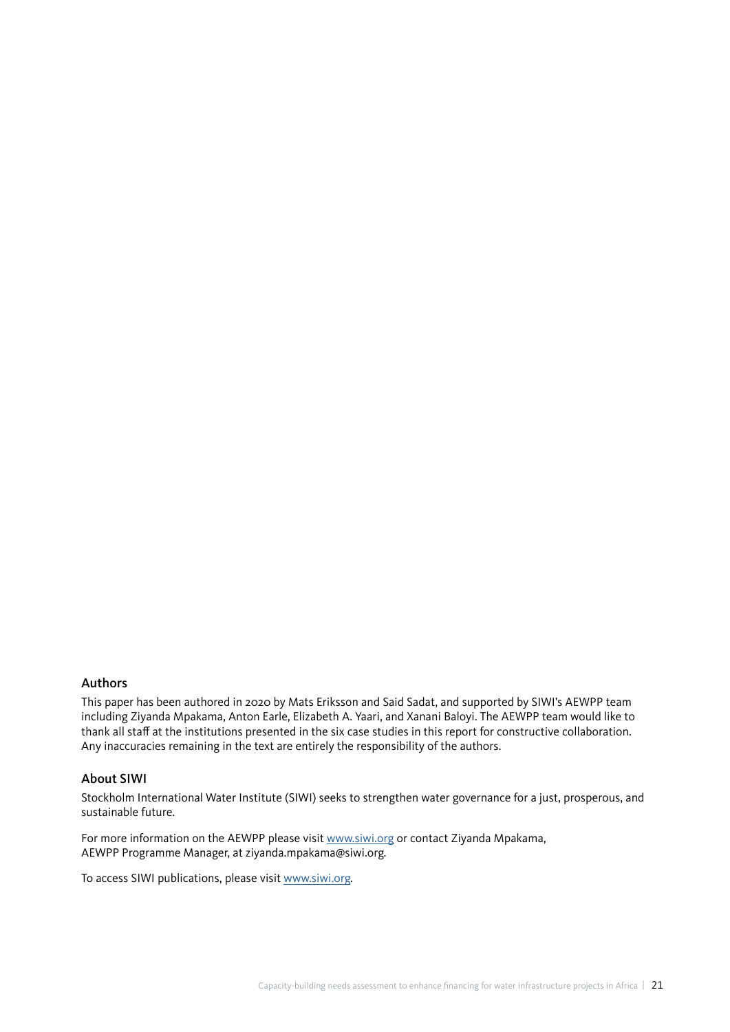## Authors

This paper has been authored in 2020 by Mats Eriksson and Said Sadat, and supported by SIWI's AEWPP team including Ziyanda Mpakama, Anton Earle, Elizabeth A. Yaari, and Xanani Baloyi. The AEWPP team would like to thank all staff at the institutions presented in the six case studies in this report for constructive collaboration. Any inaccuracies remaining in the text are entirely the responsibility of the authors.

## About SIWI

Stockholm International Water Institute (SIWI) seeks to strengthen water governance for a just, prosperous, and sustainable future.

For more information on the AEWPP please visit www.siwi.org or contact Ziyanda Mpakama, AEWPP Programme Manager, at ziyanda.mpakama@siwi.org.

To access SIWI publications, please visit www.siwi.org.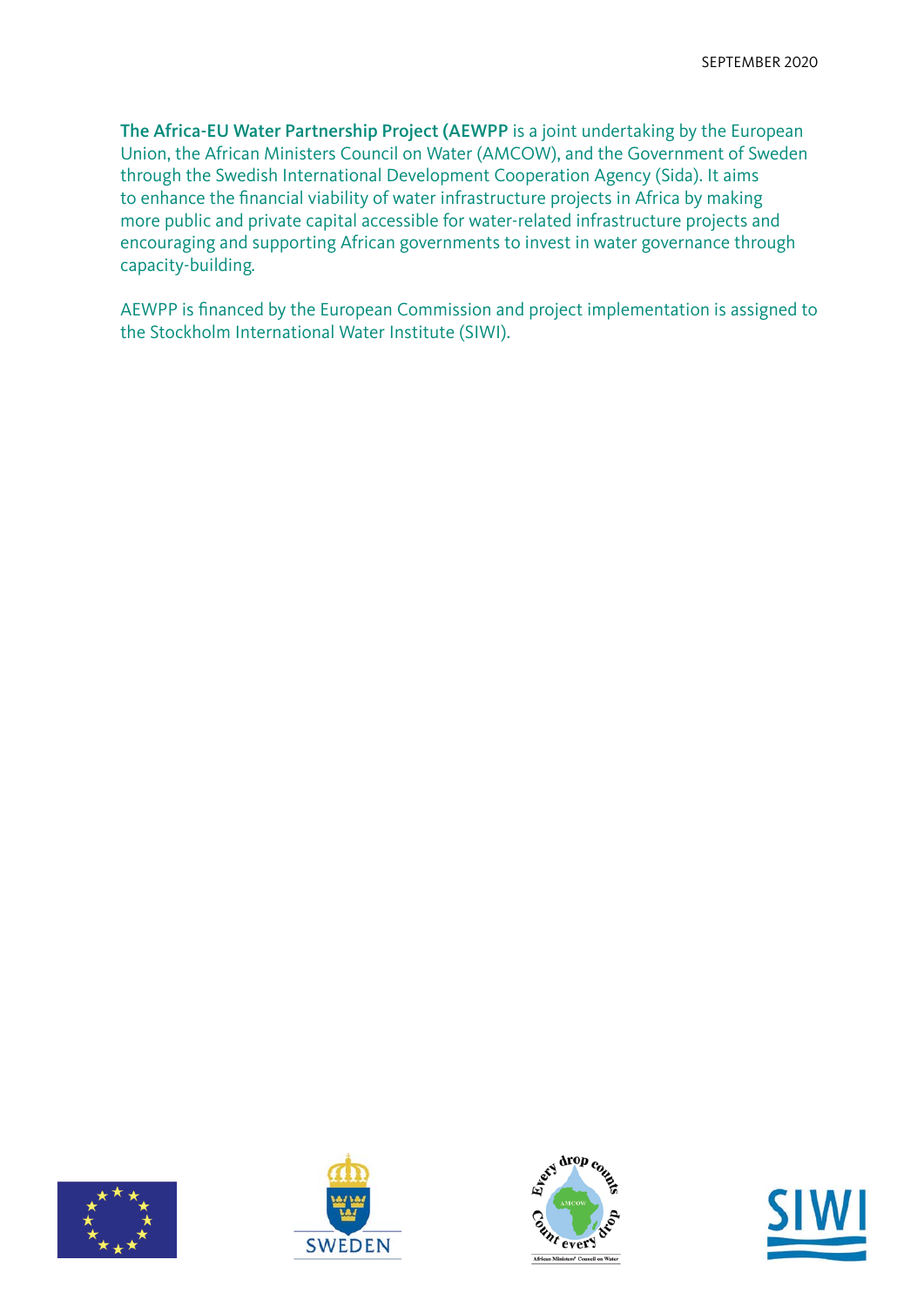SEPTEMBER 2020

**The Africa-EU Water Partnership Project (AEWPP** is a joint undertaking by the European Union, the African Ministers Council on Water (AMCOW), and the Government of Sweden through the Swedish International Development Cooperation Agency (Sida). It aims to enhance the financial viability of water infrastructure projects in Africa by making more public and private capital accessible for water-related infrastructure projects and encouraging and supporting African governments to invest in water governance through capacity-building.

AEWPP is financed by the European Commission and project implementation is assigned to the Stockholm International Water Institute (SIWI).